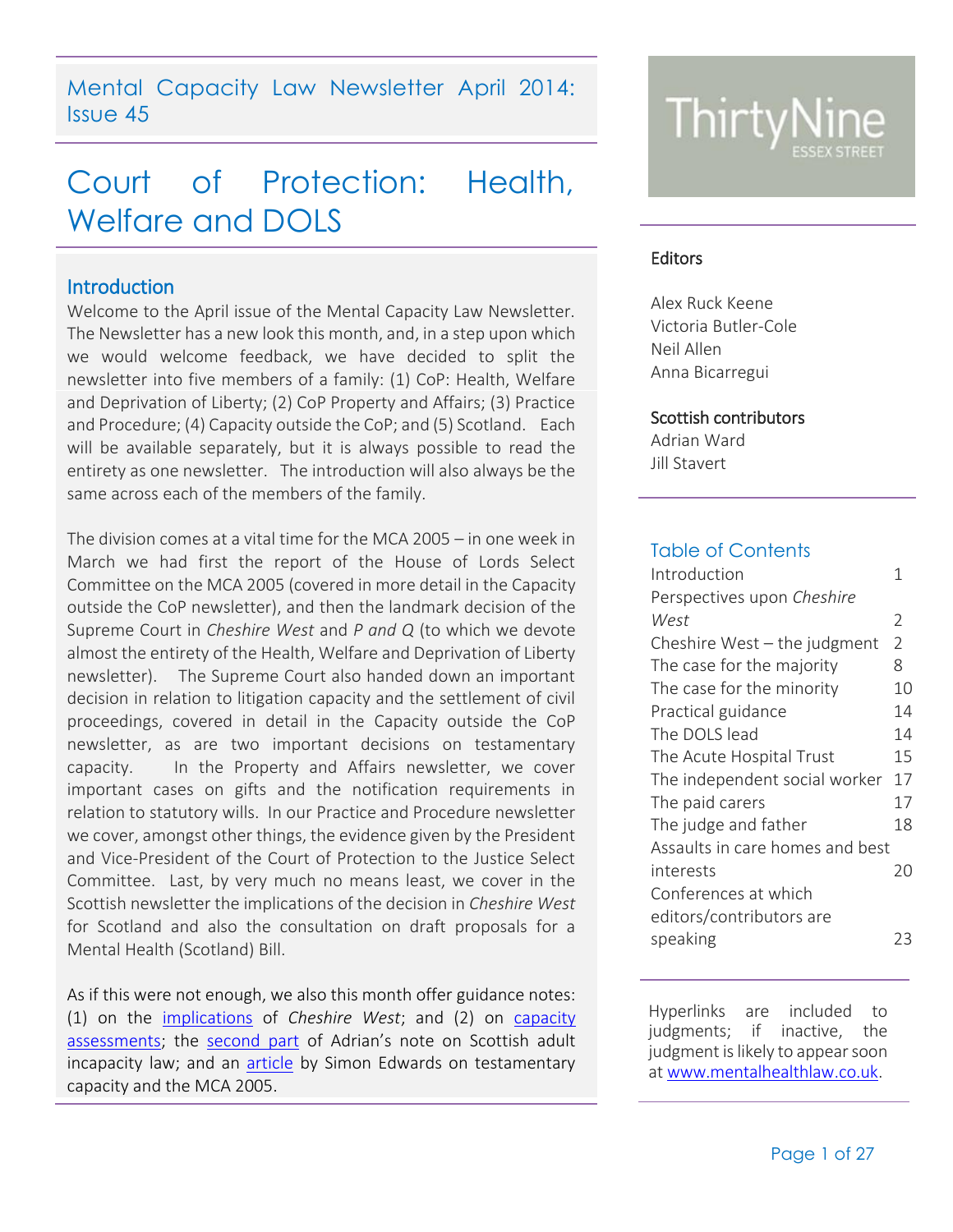# Mental Capacity Law Newsletter April 2014: Issue 45

# Court of Protection: Health, Welfare and DOLS

## Introduction

Welcome to the April issue of the Mental Capacity Law Newsletter. The Newsletter has a new look this month, and, in a step upon which we would welcome feedback, we have decided to split the newsletter into five members of a family: (1) CoP: Health, Welfare and Deprivation of Liberty; (2) CoP Property and Affairs; (3) Practice and Procedure; (4) Capacity outside the CoP; and (5) Scotland. Each will be available separately, but it is always possible to read the entirety as one newsletter. The introduction will also always be the same across each of the members of the family.

The division comes at a vital time for the MCA 2005 – in one week in March we had first the report of the House of Lords Select Committee on the MCA 2005 (covered in more detail in the Capacity outside the CoP newsletter), and then the landmark decision of the Supreme Court in *Cheshire West* and *P and Q* (to which we devote almost the entirety of the Health, Welfare and Deprivation of Liberty newsletter). The Supreme Court also handed down an important decision in relation to litigation capacity and the settlement of civil proceedings, covered in detail in the Capacity outside the CoP newsletter, as are two important decisions on testamentary capacity. In the Property and Affairs newsletter, we cover important cases on gifts and the notification requirements in relation to statutory wills. In our Practice and Procedure newsletter we cover, amongst other things, the evidence given by the President and Vice-President of the Court of Protection to the Justice Select Committee. Last, by very much no means least, we cover in the Scottish newsletter the implications of the decision in *Cheshire West* for Scotland and also the consultation on draft proposals for a Mental Health (Scotland) Bill.

As if this were not enough, we also this month offer guidance notes: (1) on the implications of *Cheshire West*; and (2) on capacity assessments; the second part of Adrian's note on Scottish adult incapacity law; and an article by Simon Edwards on testamentary capacity and the MCA 2005.

ThirtyNine Essex Street

**Editors**

Alex Ruck Keene
Victoria Butler-Cole
Neil Allen
Anna Bicarregui

**Scottish contributors**

Adrian Ward
Jill Stavert

## Table of Contents

| | |
|---|---|
| Introduction | 1 |
| Perspectives upon *Cheshire West* | 2 |
| Cheshire West – the judgment | 2 |
| The case for the majority | 8 |
| The case for the minority | 10 |
| Practical guidance | 14 |
| The DOLS lead | 14 |
| The Acute Hospital Trust | 15 |
| The independent social worker | 17 |
| The paid carers | 17 |
| The judge and father | 18 |
| Assaults in care homes and best interests | 20 |
| Conferences at which editors/contributors are speaking | 23 |

Hyperlinks are included to judgments; if inactive, the judgment is likely to appear soon at www.mentalhealthlaw.co.uk.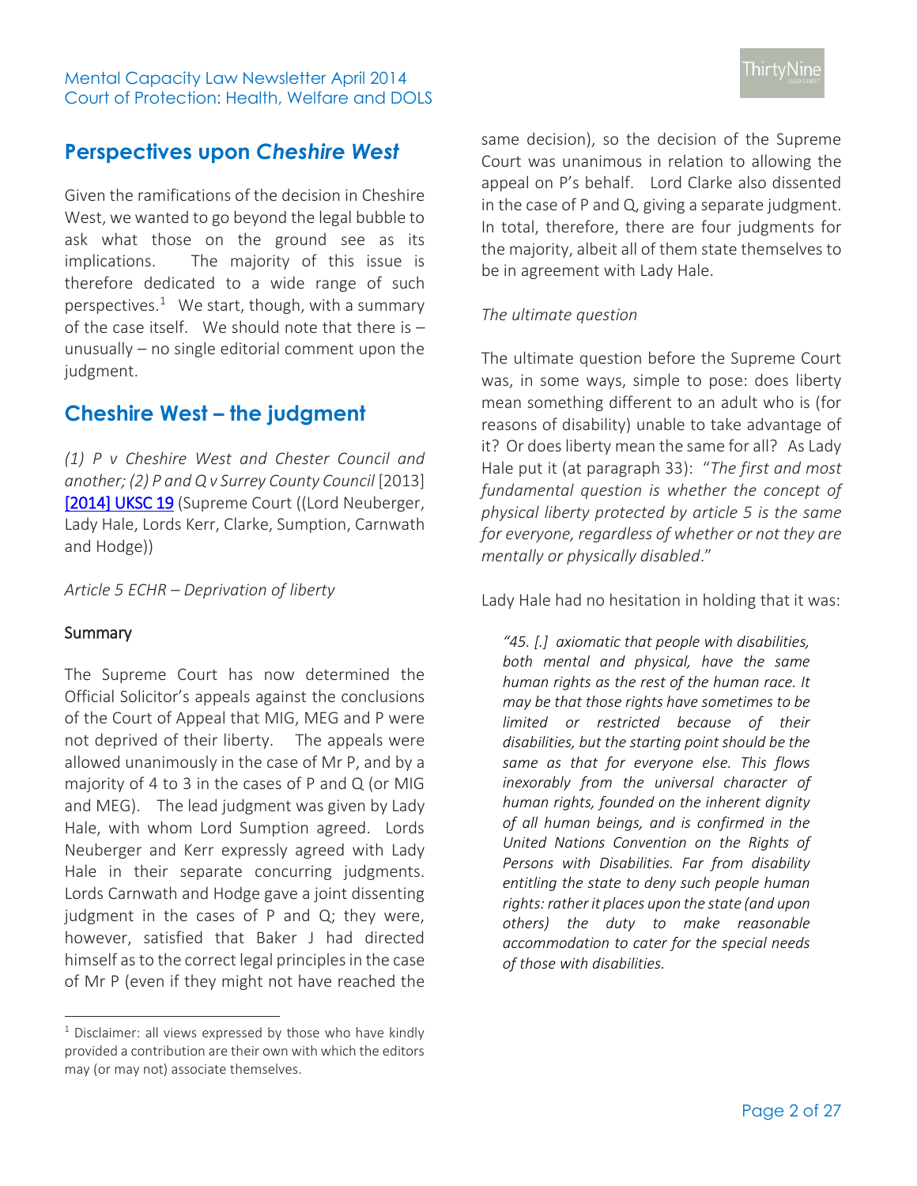## Perspectives upon *Cheshire West*

Given the ramifications of the decision in Cheshire West, we wanted to go beyond the legal bubble to ask what those on the ground see as its implications. The majority of this issue is therefore dedicated to a wide range of such perspectives.[1] We start, though, with a summary of the case itself. We should note that there is – unusually – no single editorial comment upon the judgment.

## Cheshire West – the judgment

*(1) P v Cheshire West and Chester Council and another; (2) P and Q v Surrey County Council* [2013] [2014] UKSC 19 (Supreme Court ((Lord Neuberger, Lady Hale, Lords Kerr, Clarke, Sumption, Carnwath and Hodge))

*Article 5 ECHR – Deprivation of liberty*

### Summary

The Supreme Court has now determined the Official Solicitor's appeals against the conclusions of the Court of Appeal that MIG, MEG and P were not deprived of their liberty. The appeals were allowed unanimously in the case of Mr P, and by a majority of 4 to 3 in the cases of P and Q (or MIG and MEG). The lead judgment was given by Lady Hale, with whom Lord Sumption agreed. Lords Neuberger and Kerr expressly agreed with Lady Hale in their separate concurring judgments. Lords Carnwath and Hodge gave a joint dissenting judgment in the cases of P and Q; they were, however, satisfied that Baker J had directed himself as to the correct legal principles in the case of Mr P (even if they might not have reached the same decision), so the decision of the Supreme Court was unanimous in relation to allowing the appeal on P's behalf. Lord Clarke also dissented in the case of P and Q, giving a separate judgment. In total, therefore, there are four judgments for the majority, albeit all of them state themselves to be in agreement with Lady Hale.

*The ultimate question*

The ultimate question before the Supreme Court was, in some ways, simple to pose: does liberty mean something different to an adult who is (for reasons of disability) unable to take advantage of it? Or does liberty mean the same for all? As Lady Hale put it (at paragraph 33): "*The first and most fundamental question is whether the concept of physical liberty protected by article 5 is the same for everyone, regardless of whether or not they are mentally or physically disabled*."

Lady Hale had no hesitation in holding that it was:

> *"45. [.] axiomatic that people with disabilities, both mental and physical, have the same human rights as the rest of the human race. It may be that those rights have sometimes to be limited or restricted because of their disabilities, but the starting point should be the same as that for everyone else. This flows inexorably from the universal character of human rights, founded on the inherent dignity of all human beings, and is confirmed in the United Nations Convention on the Rights of Persons with Disabilities. Far from disability entitling the state to deny such people human rights: rather it places upon the state (and upon others) the duty to make reasonable accommodation to cater for the special needs of those with disabilities.*

---

[1] Disclaimer: all views expressed by those who have kindly provided a contribution are their own with which the editors may (or may not) associate themselves.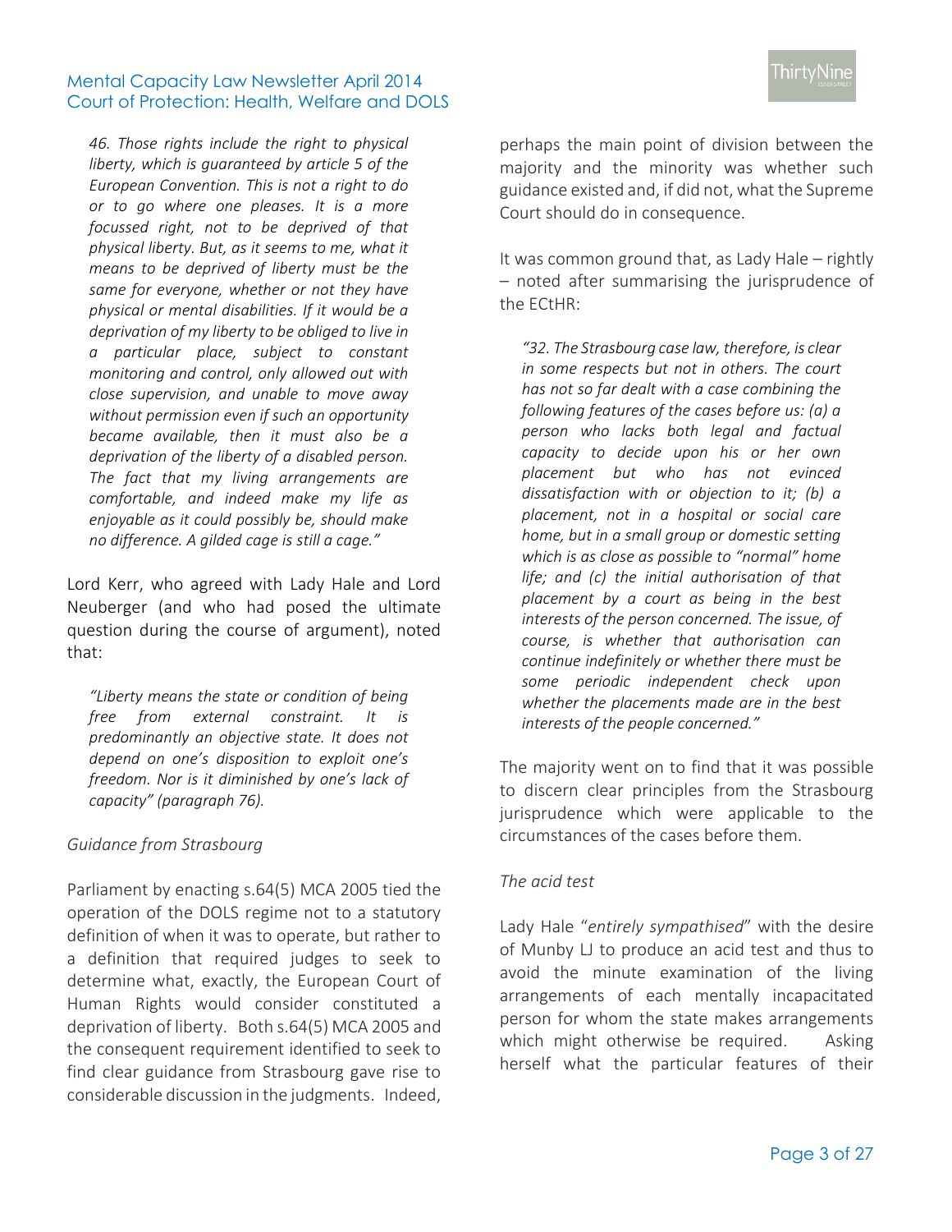*46. Those rights include the right to physical liberty, which is guaranteed by article 5 of the European Convention. This is not a right to do or to go where one pleases. It is a more focussed right, not to be deprived of that physical liberty. But, as it seems to me, what it means to be deprived of liberty must be the same for everyone, whether or not they have physical or mental disabilities. If it would be a deprivation of my liberty to be obliged to live in a particular place, subject to constant monitoring and control, only allowed out with close supervision, and unable to move away without permission even if such an opportunity became available, then it must also be a deprivation of the liberty of a disabled person. The fact that my living arrangements are comfortable, and indeed make my life as enjoyable as it could possibly be, should make no difference. A gilded cage is still a cage."*

Lord Kerr, who agreed with Lady Hale and Lord Neuberger (and who had posed the ultimate question during the course of argument), noted that:

> *"Liberty means the state or condition of being free from external constraint. It is predominantly an objective state. It does not depend on one's disposition to exploit one's freedom. Nor is it diminished by one's lack of capacity" (paragraph 76).*

*Guidance from Strasbourg*

Parliament by enacting s.64(5) MCA 2005 tied the operation of the DOLS regime not to a statutory definition of when it was to operate, but rather to a definition that required judges to seek to determine what, exactly, the European Court of Human Rights would consider constituted a deprivation of liberty. Both s.64(5) MCA 2005 and the consequent requirement identified to seek to find clear guidance from Strasbourg gave rise to considerable discussion in the judgments. Indeed, perhaps the main point of division between the majority and the minority was whether such guidance existed and, if did not, what the Supreme Court should do in consequence.

It was common ground that, as Lady Hale – rightly – noted after summarising the jurisprudence of the ECtHR:

> *"32. The Strasbourg case law, therefore, is clear in some respects but not in others. The court has not so far dealt with a case combining the following features of the cases before us: (a) a person who lacks both legal and factual capacity to decide upon his or her own placement but who has not evinced dissatisfaction with or objection to it; (b) a placement, not in a hospital or social care home, but in a small group or domestic setting which is as close as possible to "normal" home life; and (c) the initial authorisation of that placement by a court as being in the best interests of the person concerned. The issue, of course, is whether that authorisation can continue indefinitely or whether there must be some periodic independent check upon whether the placements made are in the best interests of the people concerned."*

The majority went on to find that it was possible to discern clear principles from the Strasbourg jurisprudence which were applicable to the circumstances of the cases before them.

*The acid test*

Lady Hale "*entirely sympathised*" with the desire of Munby LJ to produce an acid test and thus to avoid the minute examination of the living arrangements of each mentally incapacitated person for whom the state makes arrangements which might otherwise be required. Asking herself what the particular features of their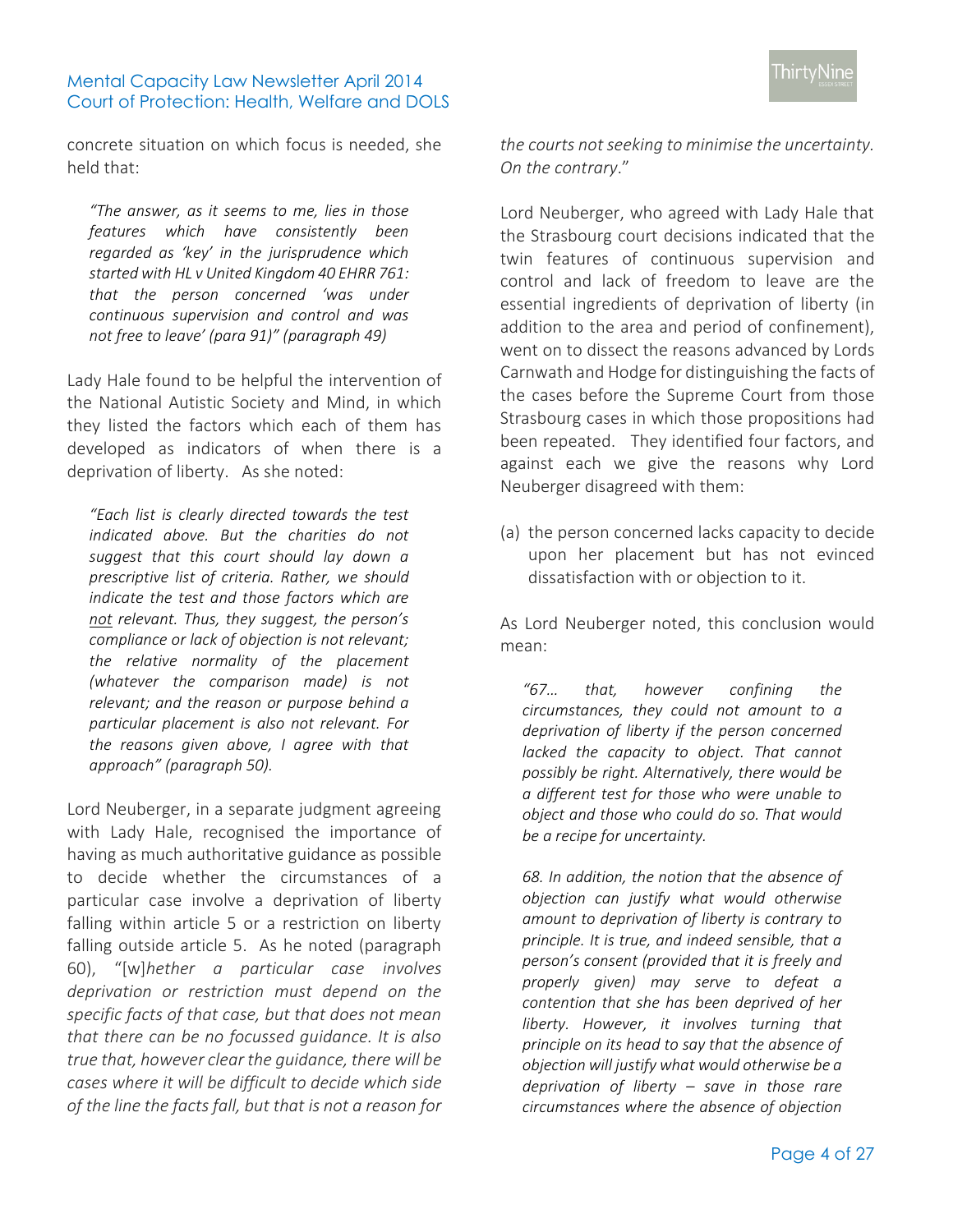concrete situation on which focus is needed, she held that:

> *"The answer, as it seems to me, lies in those features which have consistently been regarded as 'key' in the jurisprudence which started with HL v United Kingdom 40 EHRR 761: that the person concerned 'was under continuous supervision and control and was not free to leave' (para 91)" (paragraph 49)*

Lady Hale found to be helpful the intervention of the National Autistic Society and Mind, in which they listed the factors which each of them has developed as indicators of when there is a deprivation of liberty. As she noted:

> *"Each list is clearly directed towards the test indicated above. But the charities do not suggest that this court should lay down a prescriptive list of criteria. Rather, we should indicate the test and those factors which are <u>not</u> relevant. Thus, they suggest, the person's compliance or lack of objection is not relevant; the relative normality of the placement (whatever the comparison made) is not relevant; and the reason or purpose behind a particular placement is also not relevant. For the reasons given above, I agree with that approach" (paragraph 50).*

Lord Neuberger, in a separate judgment agreeing with Lady Hale, recognised the importance of having as much authoritative guidance as possible to decide whether the circumstances of a particular case involve a deprivation of liberty falling within article 5 or a restriction on liberty falling outside article 5. As he noted (paragraph 60), "[w]*hether a particular case involves deprivation or restriction must depend on the specific facts of that case, but that does not mean that there can be no focussed guidance. It is also true that, however clear the guidance, there will be cases where it will be difficult to decide which side of the line the facts fall, but that is not a reason for the courts not seeking to minimise the uncertainty. On the contrary*."

Lord Neuberger, who agreed with Lady Hale that the Strasbourg court decisions indicated that the twin features of continuous supervision and control and lack of freedom to leave are the essential ingredients of deprivation of liberty (in addition to the area and period of confinement), went on to dissect the reasons advanced by Lords Carnwath and Hodge for distinguishing the facts of the cases before the Supreme Court from those Strasbourg cases in which those propositions had been repeated. They identified four factors, and against each we give the reasons why Lord Neuberger disagreed with them:

(a) the person concerned lacks capacity to decide upon her placement but has not evinced dissatisfaction with or objection to it.

As Lord Neuberger noted, this conclusion would mean:

> *"67… that, however confining the circumstances, they could not amount to a deprivation of liberty if the person concerned lacked the capacity to object. That cannot possibly be right. Alternatively, there would be a different test for those who were unable to object and those who could do so. That would be a recipe for uncertainty.*
>
> *68. In addition, the notion that the absence of objection can justify what would otherwise amount to deprivation of liberty is contrary to principle. It is true, and indeed sensible, that a person's consent (provided that it is freely and properly given) may serve to defeat a contention that she has been deprived of her liberty. However, it involves turning that principle on its head to say that the absence of objection will justify what would otherwise be a deprivation of liberty – save in those rare circumstances where the absence of objection*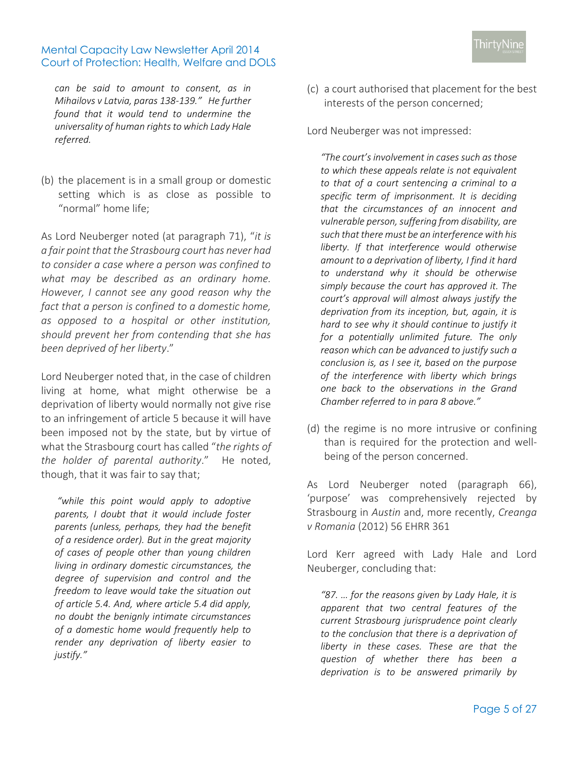*can be said to amount to consent, as in Mihailovs v Latvia, paras 138-139." He further found that it would tend to undermine the universality of human rights to which Lady Hale referred.*

(b) the placement is in a small group or domestic setting which is as close as possible to "normal" home life;

As Lord Neuberger noted (at paragraph 71), "*it is a fair point that the Strasbourg court has never had to consider a case where a person was confined to what may be described as an ordinary home. However, I cannot see any good reason why the fact that a person is confined to a domestic home, as opposed to a hospital or other institution, should prevent her from contending that she has been deprived of her liberty*."

Lord Neuberger noted that, in the case of children living at home, what might otherwise be a deprivation of liberty would normally not give rise to an infringement of article 5 because it will have been imposed not by the state, but by virtue of what the Strasbourg court has called "*the rights of the holder of parental authority*." He noted, though, that it was fair to say that;

> *"while this point would apply to adoptive parents, I doubt that it would include foster parents (unless, perhaps, they had the benefit of a residence order). But in the great majority of cases of people other than young children living in ordinary domestic circumstances, the degree of supervision and control and the freedom to leave would take the situation out of article 5.4. And, where article 5.4 did apply, no doubt the benignly intimate circumstances of a domestic home would frequently help to render any deprivation of liberty easier to justify."*

(c) a court authorised that placement for the best interests of the person concerned;

Lord Neuberger was not impressed:

> *"The court's involvement in cases such as those to which these appeals relate is not equivalent to that of a court sentencing a criminal to a specific term of imprisonment. It is deciding that the circumstances of an innocent and vulnerable person, suffering from disability, are such that there must be an interference with his liberty. If that interference would otherwise amount to a deprivation of liberty, I find it hard to understand why it should be otherwise simply because the court has approved it. The court's approval will almost always justify the deprivation from its inception, but, again, it is hard to see why it should continue to justify it for a potentially unlimited future. The only reason which can be advanced to justify such a conclusion is, as I see it, based on the purpose of the interference with liberty which brings one back to the observations in the Grand Chamber referred to in para 8 above."*

(d) the regime is no more intrusive or confining than is required for the protection and well-being of the person concerned.

As Lord Neuberger noted (paragraph 66), 'purpose' was comprehensively rejected by Strasbourg in *Austin* and, more recently, *Creanga v Romania* (2012) 56 EHRR 361

Lord Kerr agreed with Lady Hale and Lord Neuberger, concluding that:

> *"87. … for the reasons given by Lady Hale, it is apparent that two central features of the current Strasbourg jurisprudence point clearly to the conclusion that there is a deprivation of liberty in these cases. These are that the question of whether there has been a deprivation is to be answered primarily by*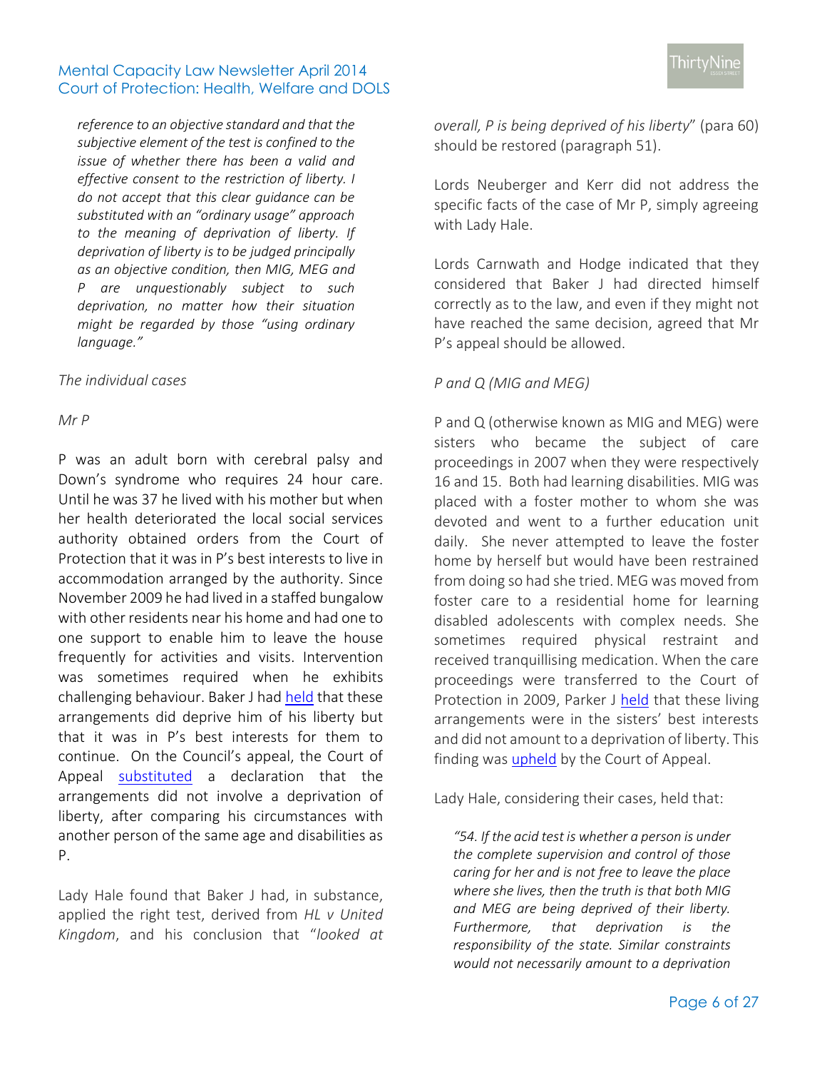*reference to an objective standard and that the subjective element of the test is confined to the issue of whether there has been a valid and effective consent to the restriction of liberty. I do not accept that this clear guidance can be substituted with an "ordinary usage" approach to the meaning of deprivation of liberty. If deprivation of liberty is to be judged principally as an objective condition, then MIG, MEG and P are unquestionably subject to such deprivation, no matter how their situation might be regarded by those "using ordinary language."*

*The individual cases*

*Mr P*

P was an adult born with cerebral palsy and Down's syndrome who requires 24 hour care. Until he was 37 he lived with his mother but when her health deteriorated the local social services authority obtained orders from the Court of Protection that it was in P's best interests to live in accommodation arranged by the authority. Since November 2009 he had lived in a staffed bungalow with other residents near his home and had one to one support to enable him to leave the house frequently for activities and visits. Intervention was sometimes required when he exhibits challenging behaviour. Baker J had held that these arrangements did deprive him of his liberty but that it was in P's best interests for them to continue. On the Council's appeal, the Court of Appeal substituted a declaration that the arrangements did not involve a deprivation of liberty, after comparing his circumstances with another person of the same age and disabilities as P.

Lady Hale found that Baker J had, in substance, applied the right test, derived from *HL v United Kingdom*, and his conclusion that "*looked at overall, P is being deprived of his liberty*" (para 60) should be restored (paragraph 51).

Lords Neuberger and Kerr did not address the specific facts of the case of Mr P, simply agreeing with Lady Hale.

Lords Carnwath and Hodge indicated that they considered that Baker J had directed himself correctly as to the law, and even if they might not have reached the same decision, agreed that Mr P's appeal should be allowed.

*P and Q (MIG and MEG)*

P and Q (otherwise known as MIG and MEG) were sisters who became the subject of care proceedings in 2007 when they were respectively 16 and 15. Both had learning disabilities. MIG was placed with a foster mother to whom she was devoted and went to a further education unit daily. She never attempted to leave the foster home by herself but would have been restrained from doing so had she tried. MEG was moved from foster care to a residential home for learning disabled adolescents with complex needs. She sometimes required physical restraint and received tranquillising medication. When the care proceedings were transferred to the Court of Protection in 2009, Parker J held that these living arrangements were in the sisters' best interests and did not amount to a deprivation of liberty. This finding was upheld by the Court of Appeal.

Lady Hale, considering their cases, held that:

> *"54. If the acid test is whether a person is under the complete supervision and control of those caring for her and is not free to leave the place where she lives, then the truth is that both MIG and MEG are being deprived of their liberty. Furthermore, that deprivation is the responsibility of the state. Similar constraints would not necessarily amount to a deprivation*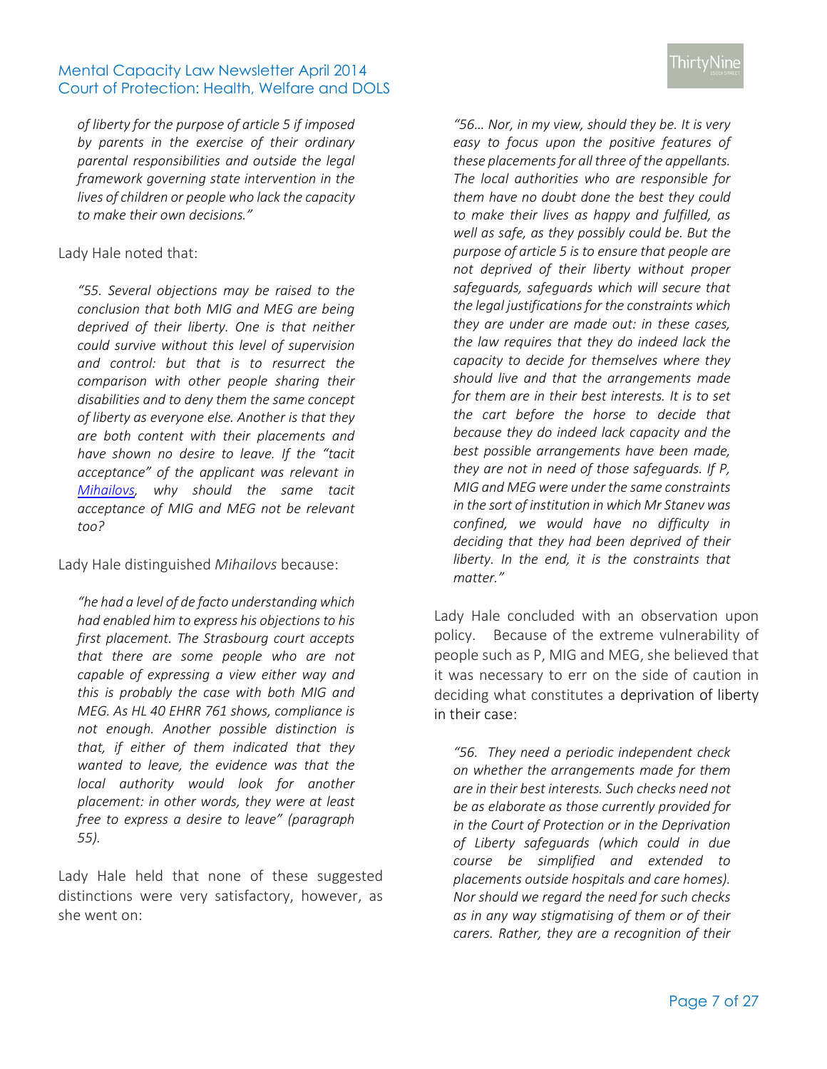*of liberty for the purpose of article 5 if imposed by parents in the exercise of their ordinary parental responsibilities and outside the legal framework governing state intervention in the lives of children or people who lack the capacity to make their own decisions."*

Lady Hale noted that:

> *"55. Several objections may be raised to the conclusion that both MIG and MEG are being deprived of their liberty. One is that neither could survive without this level of supervision and control: but that is to resurrect the comparison with other people sharing their disabilities and to deny them the same concept of liberty as everyone else. Another is that they are both content with their placements and have shown no desire to leave. If the "tacit acceptance" of the applicant was relevant in Mihailovs, why should the same tacit acceptance of MIG and MEG not be relevant too?*

Lady Hale distinguished *Mihailovs* because:

> *"he had a level of de facto understanding which had enabled him to express his objections to his first placement. The Strasbourg court accepts that there are some people who are not capable of expressing a view either way and this is probably the case with both MIG and MEG. As HL 40 EHRR 761 shows, compliance is not enough. Another possible distinction is that, if either of them indicated that they wanted to leave, the evidence was that the local authority would look for another placement: in other words, they were at least free to express a desire to leave" (paragraph 55).*

Lady Hale held that none of these suggested distinctions were very satisfactory, however, as she went on:

> *"56… Nor, in my view, should they be. It is very easy to focus upon the positive features of these placements for all three of the appellants. The local authorities who are responsible for them have no doubt done the best they could to make their lives as happy and fulfilled, as well as safe, as they possibly could be. But the purpose of article 5 is to ensure that people are not deprived of their liberty without proper safeguards, safeguards which will secure that the legal justifications for the constraints which they are under are made out: in these cases, the law requires that they do indeed lack the capacity to decide for themselves where they should live and that the arrangements made for them are in their best interests. It is to set the cart before the horse to decide that because they do indeed lack capacity and the best possible arrangements have been made, they are not in need of those safeguards. If P, MIG and MEG were under the same constraints in the sort of institution in which Mr Stanev was confined, we would have no difficulty in deciding that they had been deprived of their liberty. In the end, it is the constraints that matter."*

Lady Hale concluded with an observation upon policy. Because of the extreme vulnerability of people such as P, MIG and MEG, she believed that it was necessary to err on the side of caution in deciding what constitutes a deprivation of liberty in their case:

> *"56. They need a periodic independent check on whether the arrangements made for them are in their best interests. Such checks need not be as elaborate as those currently provided for in the Court of Protection or in the Deprivation of Liberty safeguards (which could in due course be simplified and extended to placements outside hospitals and care homes). Nor should we regard the need for such checks as in any way stigmatising of them or of their carers. Rather, they are a recognition of their*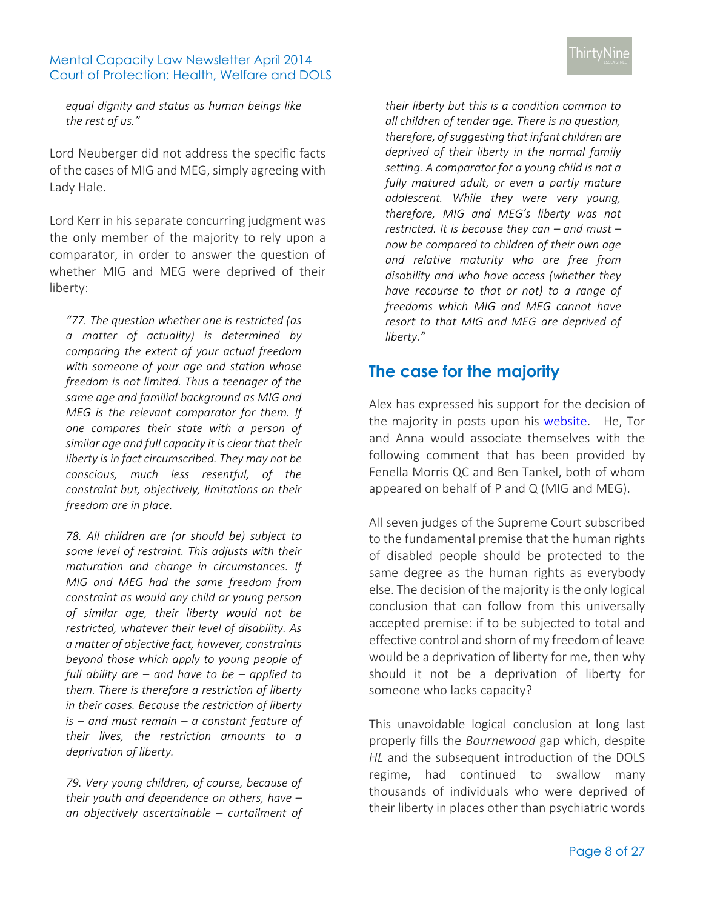*equal dignity and status as human beings like the rest of us."*

Lord Neuberger did not address the specific facts of the cases of MIG and MEG, simply agreeing with Lady Hale.

Lord Kerr in his separate concurring judgment was the only member of the majority to rely upon a comparator, in order to answer the question of whether MIG and MEG were deprived of their liberty:

> *"77. The question whether one is restricted (as a matter of actuality) is determined by comparing the extent of your actual freedom with someone of your age and station whose freedom is not limited. Thus a teenager of the same age and familial background as MIG and MEG is the relevant comparator for them. If one compares their state with a person of similar age and full capacity it is clear that their liberty is in fact circumscribed. They may not be conscious, much less resentful, of the constraint but, objectively, limitations on their freedom are in place.*
>
> *78. All children are (or should be) subject to some level of restraint. This adjusts with their maturation and change in circumstances. If MIG and MEG had the same freedom from constraint as would any child or young person of similar age, their liberty would not be restricted, whatever their level of disability. As a matter of objective fact, however, constraints beyond those which apply to young people of full ability are – and have to be – applied to them. There is therefore a restriction of liberty in their cases. Because the restriction of liberty is – and must remain – a constant feature of their lives, the restriction amounts to a deprivation of liberty.*
>
> *79. Very young children, of course, because of their youth and dependence on others, have – an objectively ascertainable – curtailment of their liberty but this is a condition common to all children of tender age. There is no question, therefore, of suggesting that infant children are deprived of their liberty in the normal family setting. A comparator for a young child is not a fully matured adult, or even a partly mature adolescent. While they were very young, therefore, MIG and MEG's liberty was not restricted. It is because they can – and must – now be compared to children of their own age and relative maturity who are free from disability and who have access (whether they have recourse to that or not) to a range of freedoms which MIG and MEG cannot have resort to that MIG and MEG are deprived of liberty."*

## The case for the majority

Alex has expressed his support for the decision of the majority in posts upon his website. He, Tor and Anna would associate themselves with the following comment that has been provided by Fenella Morris QC and Ben Tankel, both of whom appeared on behalf of P and Q (MIG and MEG).

All seven judges of the Supreme Court subscribed to the fundamental premise that the human rights of disabled people should be protected to the same degree as the human rights as everybody else. The decision of the majority is the only logical conclusion that can follow from this universally accepted premise: if to be subjected to total and effective control and shorn of my freedom of leave would be a deprivation of liberty for me, then why should it not be a deprivation of liberty for someone who lacks capacity?

This unavoidable logical conclusion at long last properly fills the *Bournewood* gap which, despite *HL* and the subsequent introduction of the DOLS regime, had continued to swallow many thousands of individuals who were deprived of their liberty in places other than psychiatric words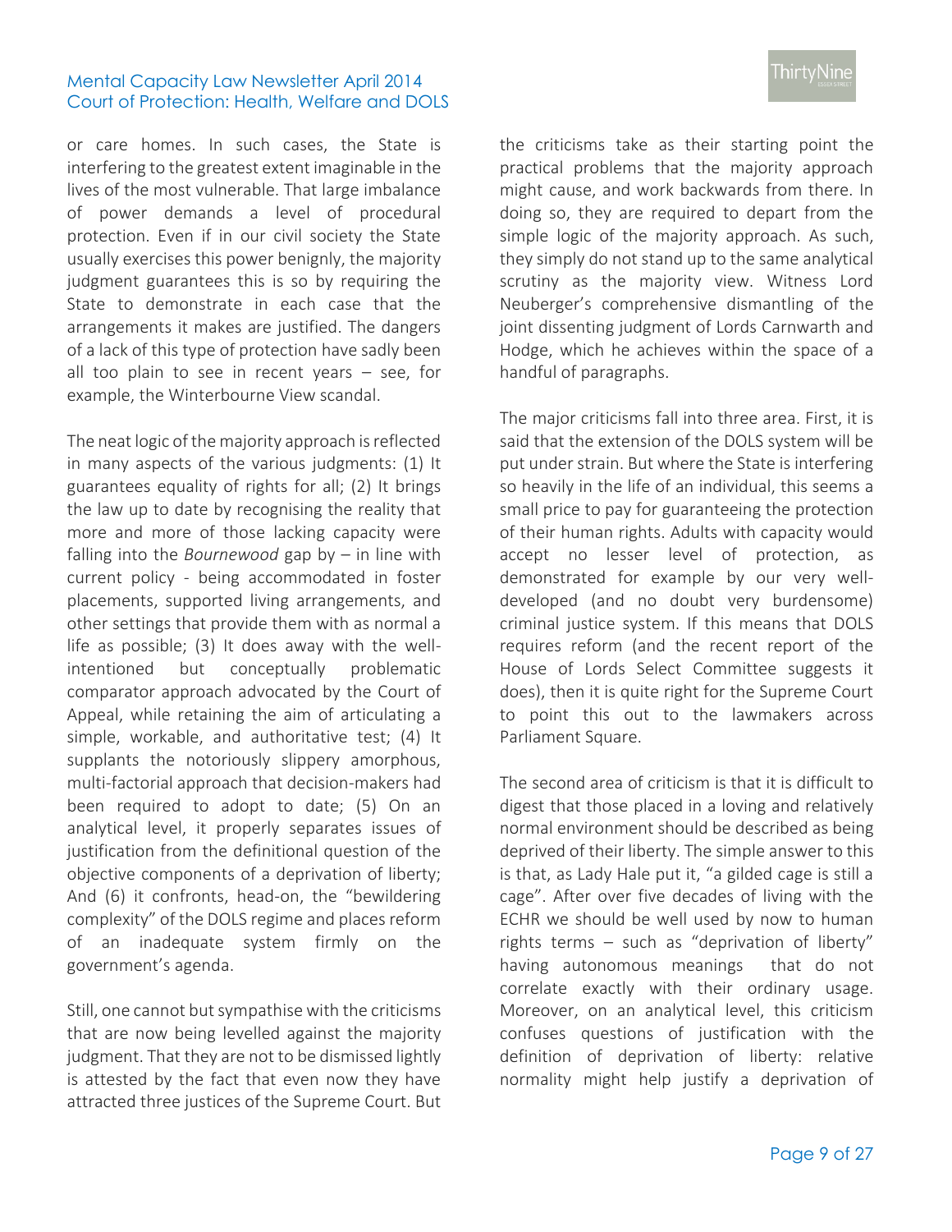or care homes. In such cases, the State is interfering to the greatest extent imaginable in the lives of the most vulnerable. That large imbalance of power demands a level of procedural protection. Even if in our civil society the State usually exercises this power benignly, the majority judgment guarantees this is so by requiring the State to demonstrate in each case that the arrangements it makes are justified. The dangers of a lack of this type of protection have sadly been all too plain to see in recent years – see, for example, the Winterbourne View scandal.

The neat logic of the majority approach is reflected in many aspects of the various judgments: (1) It guarantees equality of rights for all; (2) It brings the law up to date by recognising the reality that more and more of those lacking capacity were falling into the *Bournewood* gap by – in line with current policy - being accommodated in foster placements, supported living arrangements, and other settings that provide them with as normal a life as possible; (3) It does away with the well-intentioned but conceptually problematic comparator approach advocated by the Court of Appeal, while retaining the aim of articulating a simple, workable, and authoritative test; (4) It supplants the notoriously slippery amorphous, multi-factorial approach that decision-makers had been required to adopt to date; (5) On an analytical level, it properly separates issues of justification from the definitional question of the objective components of a deprivation of liberty; And (6) it confronts, head-on, the "bewildering complexity" of the DOLS regime and places reform of an inadequate system firmly on the government's agenda.

Still, one cannot but sympathise with the criticisms that are now being levelled against the majority judgment. That they are not to be dismissed lightly is attested by the fact that even now they have attracted three justices of the Supreme Court. But the criticisms take as their starting point the practical problems that the majority approach might cause, and work backwards from there. In doing so, they are required to depart from the simple logic of the majority approach. As such, they simply do not stand up to the same analytical scrutiny as the majority view. Witness Lord Neuberger's comprehensive dismantling of the joint dissenting judgment of Lords Carnwarth and Hodge, which he achieves within the space of a handful of paragraphs.

The major criticisms fall into three area. First, it is said that the extension of the DOLS system will be put under strain. But where the State is interfering so heavily in the life of an individual, this seems a small price to pay for guaranteeing the protection of their human rights. Adults with capacity would accept no lesser level of protection, as demonstrated for example by our very well-developed (and no doubt very burdensome) criminal justice system. If this means that DOLS requires reform (and the recent report of the House of Lords Select Committee suggests it does), then it is quite right for the Supreme Court to point this out to the lawmakers across Parliament Square.

The second area of criticism is that it is difficult to digest that those placed in a loving and relatively normal environment should be described as being deprived of their liberty. The simple answer to this is that, as Lady Hale put it, "a gilded cage is still a cage". After over five decades of living with the ECHR we should be well used by now to human rights terms – such as "deprivation of liberty" having autonomous meanings that do not correlate exactly with their ordinary usage. Moreover, on an analytical level, this criticism confuses questions of justification with the definition of deprivation of liberty: relative normality might help justify a deprivation of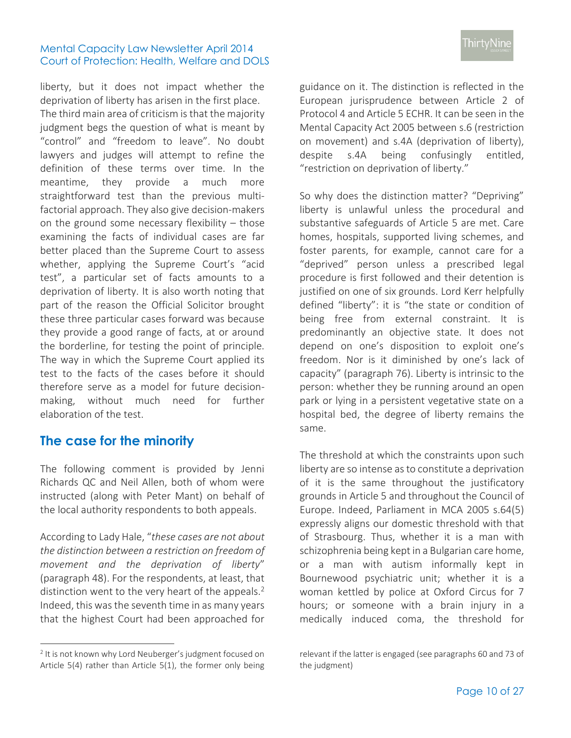liberty, but it does not impact whether the deprivation of liberty has arisen in the first place. The third main area of criticism is that the majority judgment begs the question of what is meant by "control" and "freedom to leave". No doubt lawyers and judges will attempt to refine the definition of these terms over time. In the meantime, they provide a much more straightforward test than the previous multi-factorial approach. They also give decision-makers on the ground some necessary flexibility – those examining the facts of individual cases are far better placed than the Supreme Court to assess whether, applying the Supreme Court's "acid test", a particular set of facts amounts to a deprivation of liberty. It is also worth noting that part of the reason the Official Solicitor brought these three particular cases forward was because they provide a good range of facts, at or around the borderline, for testing the point of principle. The way in which the Supreme Court applied its test to the facts of the cases before it should therefore serve as a model for future decision-making, without much need for further elaboration of the test.

## The case for the minority

The following comment is provided by Jenni Richards QC and Neil Allen, both of whom were instructed (along with Peter Mant) on behalf of the local authority respondents to both appeals.

According to Lady Hale, "*these cases are not about the distinction between a restriction on freedom of movement and the deprivation of liberty*" (paragraph 48). For the respondents, at least, that distinction went to the very heart of the appeals.[2] Indeed, this was the seventh time in as many years that the highest Court had been approached for guidance on it. The distinction is reflected in the European jurisprudence between Article 2 of Protocol 4 and Article 5 ECHR. It can be seen in the Mental Capacity Act 2005 between s.6 (restriction on movement) and s.4A (deprivation of liberty), despite s.4A being confusingly entitled, "restriction on deprivation of liberty."

So why does the distinction matter? "Depriving" liberty is unlawful unless the procedural and substantive safeguards of Article 5 are met. Care homes, hospitals, supported living schemes, and foster parents, for example, cannot care for a "deprived" person unless a prescribed legal procedure is first followed and their detention is justified on one of six grounds. Lord Kerr helpfully defined "liberty": it is "the state or condition of being free from external constraint. It is predominantly an objective state. It does not depend on one's disposition to exploit one's freedom. Nor is it diminished by one's lack of capacity" (paragraph 76). Liberty is intrinsic to the person: whether they be running around an open park or lying in a persistent vegetative state on a hospital bed, the degree of liberty remains the same.

The threshold at which the constraints upon such liberty are so intense as to constitute a deprivation of it is the same throughout the justificatory grounds in Article 5 and throughout the Council of Europe. Indeed, Parliament in MCA 2005 s.64(5) expressly aligns our domestic threshold with that of Strasbourg. Thus, whether it is a man with schizophrenia being kept in a Bulgarian care home, or a man with autism informally kept in Bournewood psychiatric unit; whether it is a woman kettled by police at Oxford Circus for 7 hours; or someone with a brain injury in a medically induced coma, the threshold for

---

[2] It is not known why Lord Neuberger's judgment focused on Article 5(4) rather than Article 5(1), the former only being relevant if the latter is engaged (see paragraphs 60 and 73 of the judgment)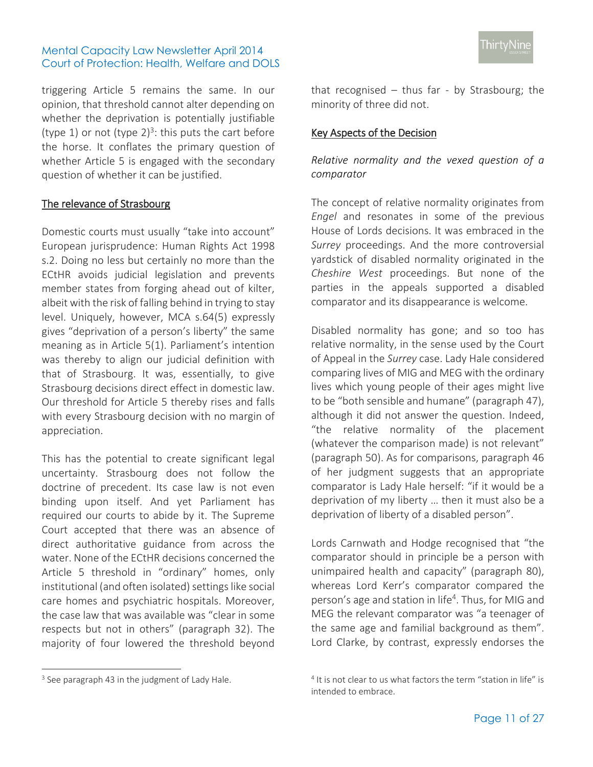triggering Article 5 remains the same. In our opinion, that threshold cannot alter depending on whether the deprivation is potentially justifiable (type 1) or not (type 2)[3]: this puts the cart before the horse. It conflates the primary question of whether Article 5 is engaged with the secondary question of whether it can be justified.

## The relevance of Strasbourg

Domestic courts must usually "take into account" European jurisprudence: Human Rights Act 1998 s.2. Doing no less but certainly no more than the ECtHR avoids judicial legislation and prevents member states from forging ahead out of kilter, albeit with the risk of falling behind in trying to stay level. Uniquely, however, MCA s.64(5) expressly gives "deprivation of a person's liberty" the same meaning as in Article 5(1). Parliament's intention was thereby to align our judicial definition with that of Strasbourg. It was, essentially, to give Strasbourg decisions direct effect in domestic law. Our threshold for Article 5 thereby rises and falls with every Strasbourg decision with no margin of appreciation.

This has the potential to create significant legal uncertainty. Strasbourg does not follow the doctrine of precedent. Its case law is not even binding upon itself. And yet Parliament has required our courts to abide by it. The Supreme Court accepted that there was an absence of direct authoritative guidance from across the water. None of the ECtHR decisions concerned the Article 5 threshold in "ordinary" homes, only institutional (and often isolated) settings like social care homes and psychiatric hospitals. Moreover, the case law that was available was "clear in some respects but not in others" (paragraph 32). The majority of four lowered the threshold beyond that recognised – thus far - by Strasbourg; the minority of three did not.

## Key Aspects of the Decision

### *Relative normality and the vexed question of a comparator*

The concept of relative normality originates from *Engel* and resonates in some of the previous House of Lords decisions. It was embraced in the *Surrey* proceedings. And the more controversial yardstick of disabled normality originated in the *Cheshire West* proceedings. But none of the parties in the appeals supported a disabled comparator and its disappearance is welcome.

Disabled normality has gone; and so too has relative normality, in the sense used by the Court of Appeal in the *Surrey* case. Lady Hale considered comparing lives of MIG and MEG with the ordinary lives which young people of their ages might live to be "both sensible and humane" (paragraph 47), although it did not answer the question. Indeed, "the relative normality of the placement (whatever the comparison made) is not relevant" (paragraph 50). As for comparisons, paragraph 46 of her judgment suggests that an appropriate comparator is Lady Hale herself: "if it would be a deprivation of my liberty … then it must also be a deprivation of liberty of a disabled person".

Lords Carnwath and Hodge recognised that "the comparator should in principle be a person with unimpaired health and capacity" (paragraph 80), whereas Lord Kerr's comparator compared the person's age and station in life[4]. Thus, for MIG and MEG the relevant comparator was "a teenager of the same age and familial background as them". Lord Clarke, by contrast, expressly endorses the

---

[3] See paragraph 43 in the judgment of Lady Hale.

[4] It is not clear to us what factors the term "station in life" is intended to embrace.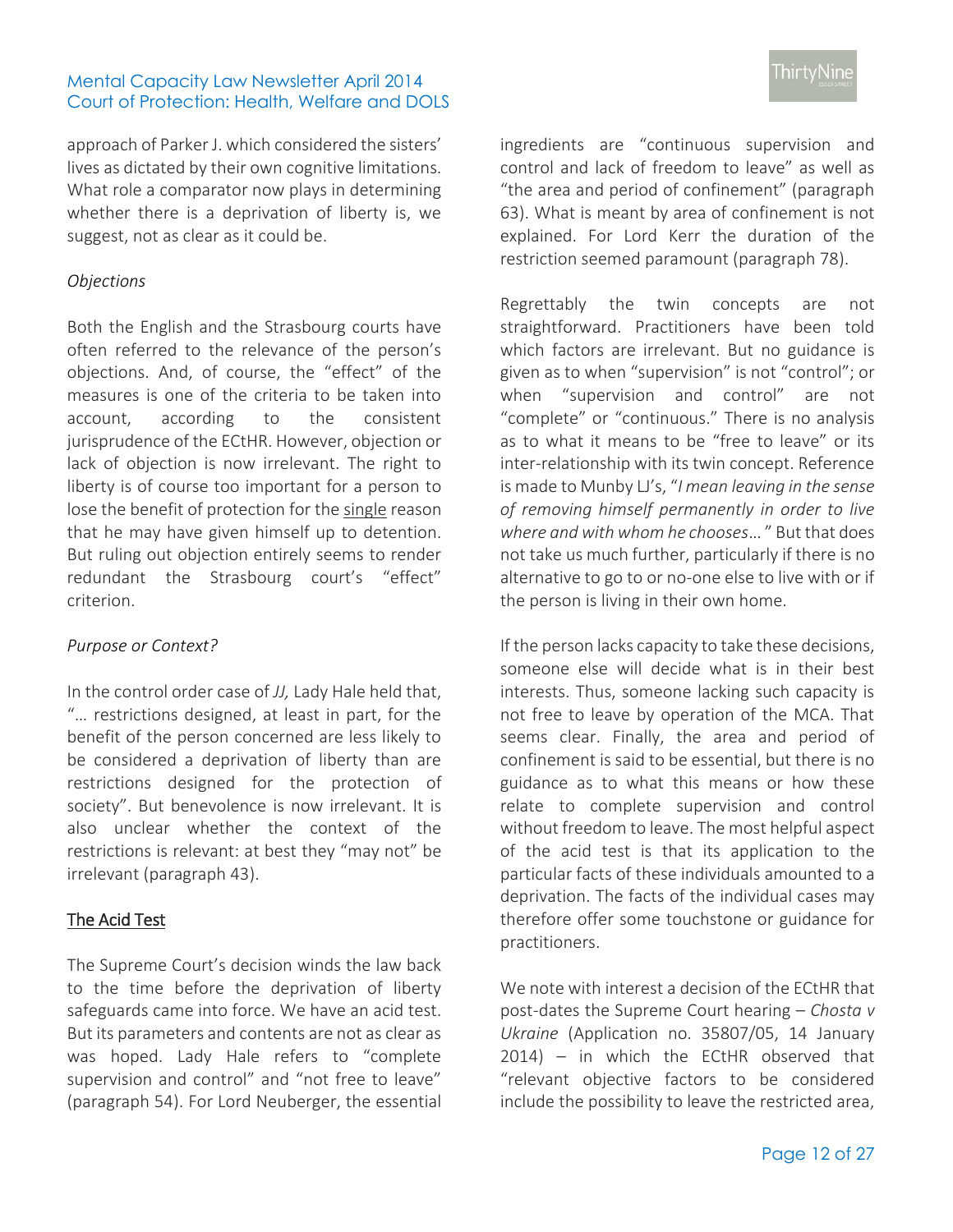approach of Parker J. which considered the sisters' lives as dictated by their own cognitive limitations. What role a comparator now plays in determining whether there is a deprivation of liberty is, we suggest, not as clear as it could be.

*Objections*

Both the English and the Strasbourg courts have often referred to the relevance of the person's objections. And, of course, the "effect" of the measures is one of the criteria to be taken into account, according to the consistent jurisprudence of the ECtHR. However, objection or lack of objection is now irrelevant. The right to liberty is of course too important for a person to lose the benefit of protection for the <u>single</u> reason that he may have given himself up to detention. But ruling out objection entirely seems to render redundant the Strasbourg court's "effect" criterion.

*Purpose or Context?*

In the control order case of *JJ,* Lady Hale held that, "… restrictions designed, at least in part, for the benefit of the person concerned are less likely to be considered a deprivation of liberty than are restrictions designed for the protection of society". But benevolence is now irrelevant. It is also unclear whether the context of the restrictions is relevant: at best they "may not" be irrelevant (paragraph 43).

<u>The Acid Test</u>

The Supreme Court's decision winds the law back to the time before the deprivation of liberty safeguards came into force. We have an acid test. But its parameters and contents are not as clear as was hoped. Lady Hale refers to "complete supervision and control" and "not free to leave" (paragraph 54). For Lord Neuberger, the essential ingredients are "continuous supervision and control and lack of freedom to leave" as well as "the area and period of confinement" (paragraph 63). What is meant by area of confinement is not explained. For Lord Kerr the duration of the restriction seemed paramount (paragraph 78).

Regrettably the twin concepts are not straightforward. Practitioners have been told which factors are irrelevant. But no guidance is given as to when "supervision" is not "control"; or when "supervision and control" are not "complete" or "continuous." There is no analysis as to what it means to be "free to leave" or its inter-relationship with its twin concept. Reference is made to Munby LJ's, "*I mean leaving in the sense of removing himself permanently in order to live where and with whom he chooses…*" But that does not take us much further, particularly if there is no alternative to go to or no-one else to live with or if the person is living in their own home.

If the person lacks capacity to take these decisions, someone else will decide what is in their best interests. Thus, someone lacking such capacity is not free to leave by operation of the MCA. That seems clear. Finally, the area and period of confinement is said to be essential, but there is no guidance as to what this means or how these relate to complete supervision and control without freedom to leave. The most helpful aspect of the acid test is that its application to the particular facts of these individuals amounted to a deprivation. The facts of the individual cases may therefore offer some touchstone or guidance for practitioners.

We note with interest a decision of the ECtHR that post-dates the Supreme Court hearing – *Chosta v Ukraine* (Application no. 35807/05, 14 January 2014) – in which the ECtHR observed that "relevant objective factors to be considered include the possibility to leave the restricted area,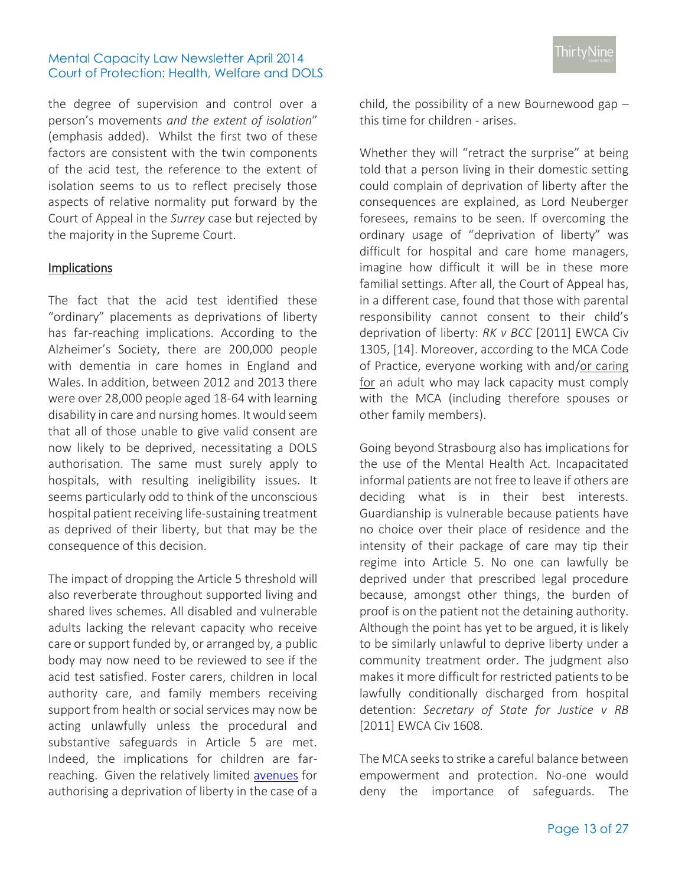the degree of supervision and control over a person's movements *and the extent of isolation*" (emphasis added). Whilst the first two of these factors are consistent with the twin components of the acid test, the reference to the extent of isolation seems to us to reflect precisely those aspects of relative normality put forward by the Court of Appeal in the *Surrey* case but rejected by the majority in the Supreme Court.

## Implications

The fact that the acid test identified these "ordinary" placements as deprivations of liberty has far-reaching implications. According to the Alzheimer's Society, there are 200,000 people with dementia in care homes in England and Wales. In addition, between 2012 and 2013 there were over 28,000 people aged 18-64 with learning disability in care and nursing homes. It would seem that all of those unable to give valid consent are now likely to be deprived, necessitating a DOLS authorisation. The same must surely apply to hospitals, with resulting ineligibility issues. It seems particularly odd to think of the unconscious hospital patient receiving life-sustaining treatment as deprived of their liberty, but that may be the consequence of this decision.

The impact of dropping the Article 5 threshold will also reverberate throughout supported living and shared lives schemes. All disabled and vulnerable adults lacking the relevant capacity who receive care or support funded by, or arranged by, a public body may now need to be reviewed to see if the acid test satisfied. Foster carers, children in local authority care, and family members receiving support from health or social services may now be acting unlawfully unless the procedural and substantive safeguards in Article 5 are met. Indeed, the implications for children are far-reaching. Given the relatively limited avenues for authorising a deprivation of liberty in the case of a child, the possibility of a new Bournewood gap – this time for children - arises.

Whether they will "retract the surprise" at being told that a person living in their domestic setting could complain of deprivation of liberty after the consequences are explained, as Lord Neuberger foresees, remains to be seen. If overcoming the ordinary usage of "deprivation of liberty" was difficult for hospital and care home managers, imagine how difficult it will be in these more familial settings. After all, the Court of Appeal has, in a different case, found that those with parental responsibility cannot consent to their child's deprivation of liberty: *RK v BCC* [2011] EWCA Civ 1305, [14]. Moreover, according to the MCA Code of Practice, everyone working with and/or caring for an adult who may lack capacity must comply with the MCA (including therefore spouses or other family members).

Going beyond Strasbourg also has implications for the use of the Mental Health Act. Incapacitated informal patients are not free to leave if others are deciding what is in their best interests. Guardianship is vulnerable because patients have no choice over their place of residence and the intensity of their package of care may tip their regime into Article 5. No one can lawfully be deprived under that prescribed legal procedure because, amongst other things, the burden of proof is on the patient not the detaining authority. Although the point has yet to be argued, it is likely to be similarly unlawful to deprive liberty under a community treatment order. The judgment also makes it more difficult for restricted patients to be lawfully conditionally discharged from hospital detention: *Secretary of State for Justice v RB* [2011] EWCA Civ 1608.

The MCA seeks to strike a careful balance between empowerment and protection. No-one would deny the importance of safeguards. The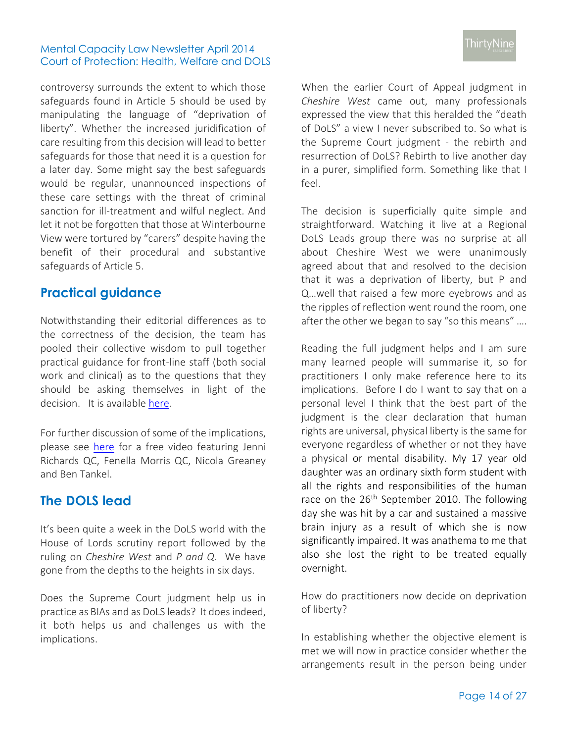controversy surrounds the extent to which those safeguards found in Article 5 should be used by manipulating the language of "deprivation of liberty". Whether the increased juridification of care resulting from this decision will lead to better safeguards for those that need it is a question for a later day. Some might say the best safeguards would be regular, unannounced inspections of these care settings with the threat of criminal sanction for ill-treatment and wilful neglect. And let it not be forgotten that those at Winterbourne View were tortured by "carers" despite having the benefit of their procedural and substantive safeguards of Article 5.

## Practical guidance

Notwithstanding their editorial differences as to the correctness of the decision, the team has pooled their collective wisdom to pull together practical guidance for front-line staff (both social work and clinical) as to the questions that they should be asking themselves in light of the decision. It is available here.

For further discussion of some of the implications, please see here for a free video featuring Jenni Richards QC, Fenella Morris QC, Nicola Greaney and Ben Tankel.

## The DOLS lead

It's been quite a week in the DoLS world with the House of Lords scrutiny report followed by the ruling on *Cheshire West* and *P and Q*. We have gone from the depths to the heights in six days.

Does the Supreme Court judgment help us in practice as BIAs and as DoLS leads? It does indeed, it both helps us and challenges us with the implications.

When the earlier Court of Appeal judgment in *Cheshire West* came out, many professionals expressed the view that this heralded the "death of DoLS" a view I never subscribed to. So what is the Supreme Court judgment - the rebirth and resurrection of DoLS? Rebirth to live another day in a purer, simplified form. Something like that I feel.

The decision is superficially quite simple and straightforward. Watching it live at a Regional DoLS Leads group there was no surprise at all about Cheshire West we were unanimously agreed about that and resolved to the decision that it was a deprivation of liberty, but P and Q…well that raised a few more eyebrows and as the ripples of reflection went round the room, one after the other we began to say "so this means" ….

Reading the full judgment helps and I am sure many learned people will summarise it, so for practitioners I only make reference here to its implications. Before I do I want to say that on a personal level I think that the best part of the judgment is the clear declaration that human rights are universal, physical liberty is the same for everyone regardless of whether or not they have a physical or mental disability. My 17 year old daughter was an ordinary sixth form student with all the rights and responsibilities of the human race on the 26th September 2010. The following day she was hit by a car and sustained a massive brain injury as a result of which she is now significantly impaired. It was anathema to me that also she lost the right to be treated equally overnight.

How do practitioners now decide on deprivation of liberty?

In establishing whether the objective element is met we will now in practice consider whether the arrangements result in the person being under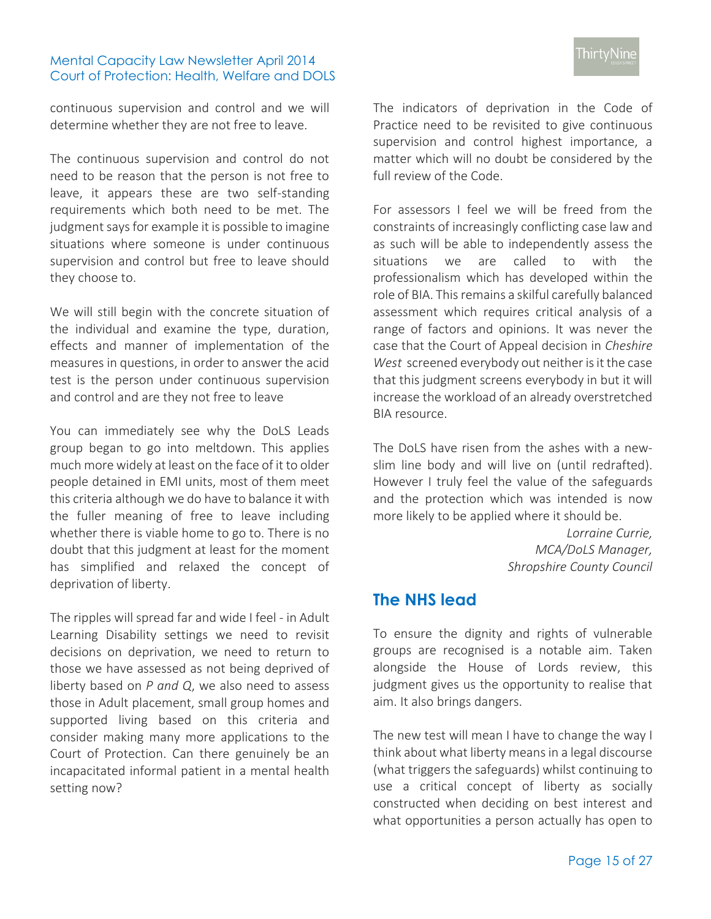continuous supervision and control and we will determine whether they are not free to leave.

The continuous supervision and control do not need to be reason that the person is not free to leave, it appears these are two self-standing requirements which both need to be met. The judgment says for example it is possible to imagine situations where someone is under continuous supervision and control but free to leave should they choose to.

We will still begin with the concrete situation of the individual and examine the type, duration, effects and manner of implementation of the measures in questions, in order to answer the acid test is the person under continuous supervision and control and are they not free to leave

You can immediately see why the DoLS Leads group began to go into meltdown. This applies much more widely at least on the face of it to older people detained in EMI units, most of them meet this criteria although we do have to balance it with the fuller meaning of free to leave including whether there is viable home to go to. There is no doubt that this judgment at least for the moment has simplified and relaxed the concept of deprivation of liberty.

The ripples will spread far and wide I feel - in Adult Learning Disability settings we need to revisit decisions on deprivation, we need to return to those we have assessed as not being deprived of liberty based on *P and Q*, we also need to assess those in Adult placement, small group homes and supported living based on this criteria and consider making many more applications to the Court of Protection. Can there genuinely be an incapacitated informal patient in a mental health setting now?

The indicators of deprivation in the Code of Practice need to be revisited to give continuous supervision and control highest importance, a matter which will no doubt be considered by the full review of the Code.

For assessors I feel we will be freed from the constraints of increasingly conflicting case law and as such will be able to independently assess the situations we are called to with the professionalism which has developed within the role of BIA. This remains a skilful carefully balanced assessment which requires critical analysis of a range of factors and opinions. It was never the case that the Court of Appeal decision in *Cheshire West* screened everybody out neither is it the case that this judgment screens everybody in but it will increase the workload of an already overstretched BIA resource.

The DoLS have risen from the ashes with a new-slim line body and will live on (until redrafted). However I truly feel the value of the safeguards and the protection which was intended is now more likely to be applied where it should be.

*Lorraine Currie,*
*MCA/DoLS Manager,*
*Shropshire County Council*

## The NHS lead

To ensure the dignity and rights of vulnerable groups are recognised is a notable aim. Taken alongside the House of Lords review, this judgment gives us the opportunity to realise that aim. It also brings dangers.

The new test will mean I have to change the way I think about what liberty means in a legal discourse (what triggers the safeguards) whilst continuing to use a critical concept of liberty as socially constructed when deciding on best interest and what opportunities a person actually has open to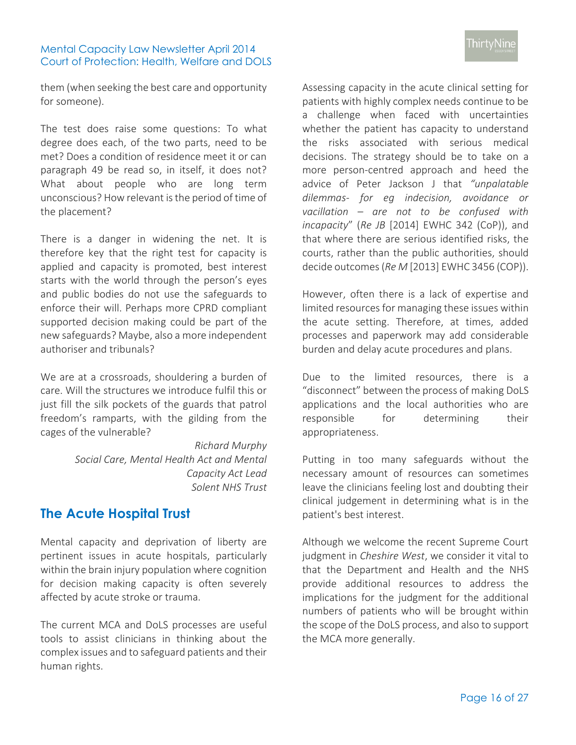them (when seeking the best care and opportunity for someone).

The test does raise some questions: To what degree does each, of the two parts, need to be met? Does a condition of residence meet it or can paragraph 49 be read so, in itself, it does not? What about people who are long term unconscious? How relevant is the period of time of the placement?

There is a danger in widening the net. It is therefore key that the right test for capacity is applied and capacity is promoted, best interest starts with the world through the person's eyes and public bodies do not use the safeguards to enforce their will. Perhaps more CPRD compliant supported decision making could be part of the new safeguards? Maybe, also a more independent authoriser and tribunals?

We are at a crossroads, shouldering a burden of care. Will the structures we introduce fulfil this or just fill the silk pockets of the guards that patrol freedom's ramparts, with the gilding from the cages of the vulnerable?

*Richard Murphy*
*Social Care, Mental Health Act and Mental Capacity Act Lead*
*Solent NHS Trust*

## The Acute Hospital Trust

Mental capacity and deprivation of liberty are pertinent issues in acute hospitals, particularly within the brain injury population where cognition for decision making capacity is often severely affected by acute stroke or trauma.

The current MCA and DoLS processes are useful tools to assist clinicians in thinking about the complex issues and to safeguard patients and their human rights.

Assessing capacity in the acute clinical setting for patients with highly complex needs continue to be a challenge when faced with uncertainties whether the patient has capacity to understand the risks associated with serious medical decisions. The strategy should be to take on a more person-centred approach and heed the advice of Peter Jackson J that *"unpalatable dilemmas- for eg indecision, avoidance or vacillation – are not to be confused with incapacity"* (*Re JB* [2014] EWHC 342 (CoP)), and that where there are serious identified risks, the courts, rather than the public authorities, should decide outcomes (*Re M* [2013] EWHC 3456 (COP)).

However, often there is a lack of expertise and limited resources for managing these issues within the acute setting. Therefore, at times, added processes and paperwork may add considerable burden and delay acute procedures and plans.

Due to the limited resources, there is a "disconnect" between the process of making DoLS applications and the local authorities who are responsible for determining their appropriateness.

Putting in too many safeguards without the necessary amount of resources can sometimes leave the clinicians feeling lost and doubting their clinical judgement in determining what is in the patient's best interest.

Although we welcome the recent Supreme Court judgment in *Cheshire West*, we consider it vital to that the Department and Health and the NHS provide additional resources to address the implications for the judgment for the additional numbers of patients who will be brought within the scope of the DoLS process, and also to support the MCA more generally.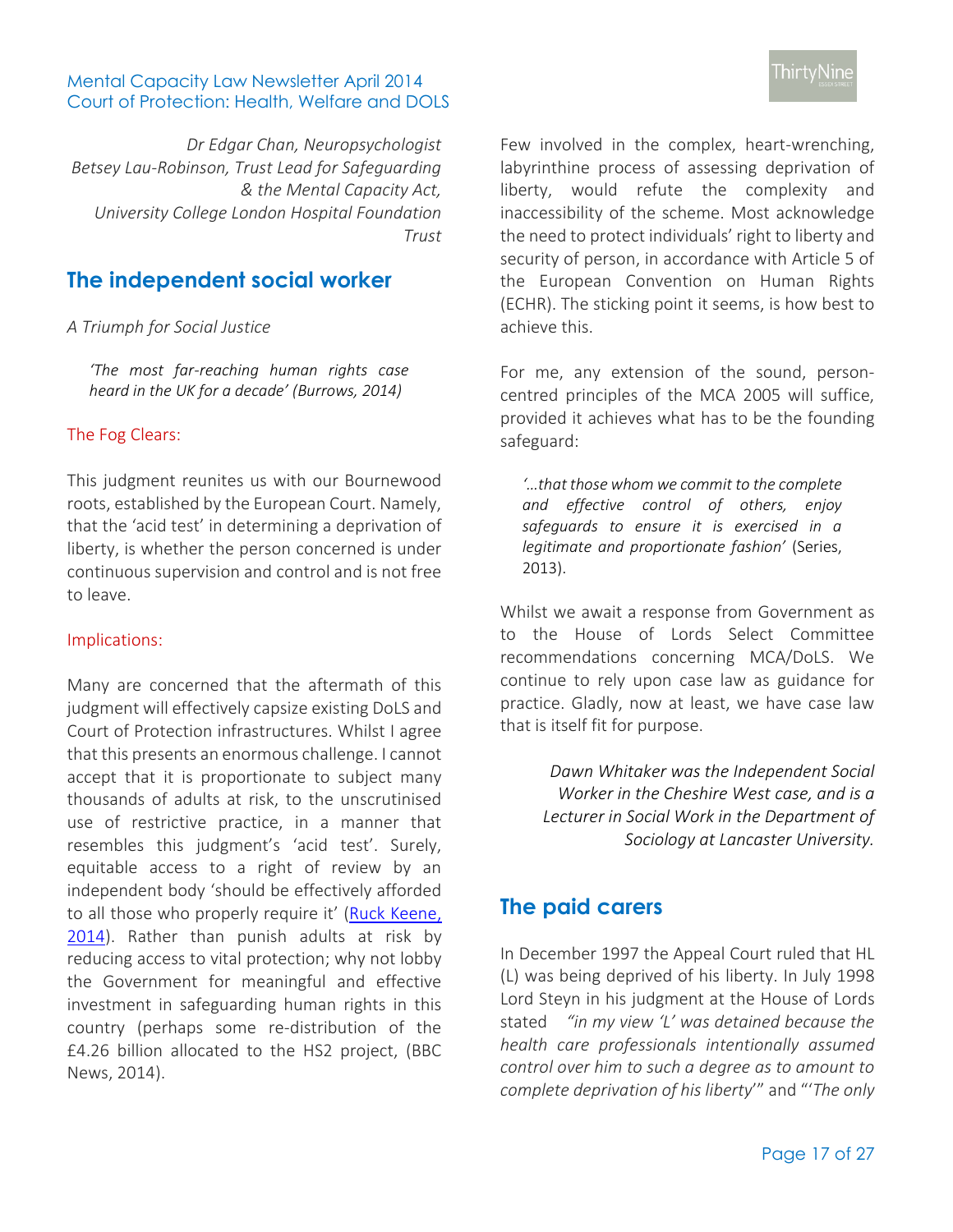*Dr Edgar Chan, Neuropsychologist*
*Betsey Lau-Robinson, Trust Lead for Safeguarding & the Mental Capacity Act, University College London Hospital Foundation Trust*

## The independent social worker

*A Triumph for Social Justice*

> *'The most far-reaching human rights case heard in the UK for a decade' (Burrows, 2014)*

### The Fog Clears:

This judgment reunites us with our Bournewood roots, established by the European Court. Namely, that the 'acid test' in determining a deprivation of liberty, is whether the person concerned is under continuous supervision and control and is not free to leave.

### Implications:

Many are concerned that the aftermath of this judgment will effectively capsize existing DoLS and Court of Protection infrastructures. Whilst I agree that this presents an enormous challenge. I cannot accept that it is proportionate to subject many thousands of adults at risk, to the unscrutinised use of restrictive practice, in a manner that resembles this judgment's 'acid test'. Surely, equitable access to a right of review by an independent body 'should be effectively afforded to all those who properly require it' (Ruck Keene, 2014). Rather than punish adults at risk by reducing access to vital protection; why not lobby the Government for meaningful and effective investment in safeguarding human rights in this country (perhaps some re-distribution of the £4.26 billion allocated to the HS2 project, (BBC News, 2014).

Few involved in the complex, heart-wrenching, labyrinthine process of assessing deprivation of liberty, would refute the complexity and inaccessibility of the scheme. Most acknowledge the need to protect individuals' right to liberty and security of person, in accordance with Article 5 of the European Convention on Human Rights (ECHR). The sticking point it seems, is how best to achieve this.

For me, any extension of the sound, person-centred principles of the MCA 2005 will suffice, provided it achieves what has to be the founding safeguard:

> *'…that those whom we commit to the complete and effective control of others, enjoy safeguards to ensure it is exercised in a legitimate and proportionate fashion'* (Series, 2013).

Whilst we await a response from Government as to the House of Lords Select Committee recommendations concerning MCA/DoLS. We continue to rely upon case law as guidance for practice. Gladly, now at least, we have case law that is itself fit for purpose.

*Dawn Whitaker was the Independent Social Worker in the Cheshire West case, and is a Lecturer in Social Work in the Department of Sociology at Lancaster University.*

## The paid carers

In December 1997 the Appeal Court ruled that HL (L) was being deprived of his liberty. In July 1998 Lord Steyn in his judgment at the House of Lords stated *"in my view 'L' was detained because the health care professionals intentionally assumed control over him to such a degree as to amount to complete deprivation of his liberty'"* and "'*The only*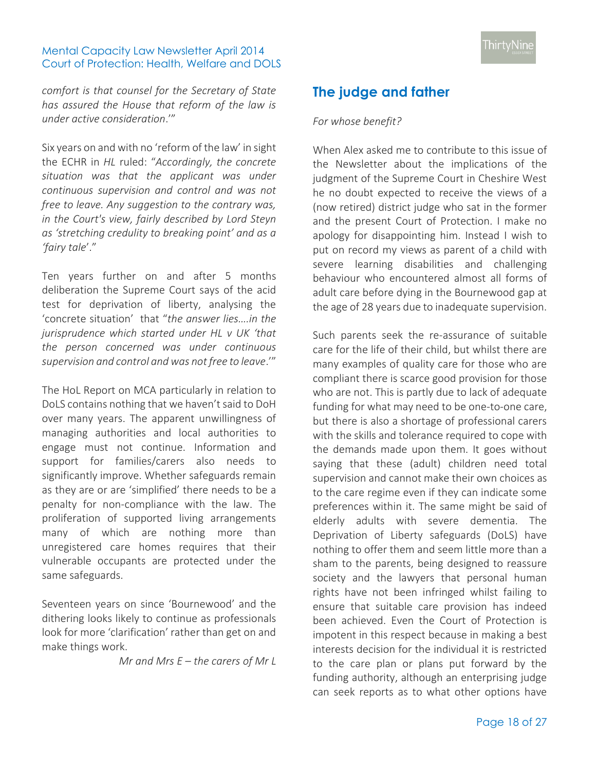*comfort is that counsel for the Secretary of State has assured the House that reform of the law is under active consideration*.'"

Six years on and with no 'reform of the law' in sight the ECHR in *HL* ruled: "*Accordingly, the concrete situation was that the applicant was under continuous supervision and control and was not free to leave. Any suggestion to the contrary was, in the Court's view, fairly described by Lord Steyn as 'stretching credulity to breaking point' and as a 'fairy tale*'."

Ten years further on and after 5 months deliberation the Supreme Court says of the acid test for deprivation of liberty, analysing the 'concrete situation' that "*the answer lies….in the jurisprudence which started under HL v UK 'that the person concerned was under continuous supervision and control and was not free to leave*.'"

The HoL Report on MCA particularly in relation to DoLS contains nothing that we haven't said to DoH over many years. The apparent unwillingness of managing authorities and local authorities to engage must not continue. Information and support for families/carers also needs to significantly improve. Whether safeguards remain as they are or are 'simplified' there needs to be a penalty for non-compliance with the law. The proliferation of supported living arrangements many of which are nothing more than unregistered care homes requires that their vulnerable occupants are protected under the same safeguards.

Seventeen years on since 'Bournewood' and the dithering looks likely to continue as professionals look for more 'clarification' rather than get on and make things work.

*Mr and Mrs E – the carers of Mr L*

## The judge and father

*For whose benefit?*

When Alex asked me to contribute to this issue of the Newsletter about the implications of the judgment of the Supreme Court in Cheshire West he no doubt expected to receive the views of a (now retired) district judge who sat in the former and the present Court of Protection. I make no apology for disappointing him. Instead I wish to put on record my views as parent of a child with severe learning disabilities and challenging behaviour who encountered almost all forms of adult care before dying in the Bournewood gap at the age of 28 years due to inadequate supervision.

Such parents seek the re-assurance of suitable care for the life of their child, but whilst there are many examples of quality care for those who are compliant there is scarce good provision for those who are not. This is partly due to lack of adequate funding for what may need to be one-to-one care, but there is also a shortage of professional carers with the skills and tolerance required to cope with the demands made upon them. It goes without saying that these (adult) children need total supervision and cannot make their own choices as to the care regime even if they can indicate some preferences within it. The same might be said of elderly adults with severe dementia. The Deprivation of Liberty safeguards (DoLS) have nothing to offer them and seem little more than a sham to the parents, being designed to reassure society and the lawyers that personal human rights have not been infringed whilst failing to ensure that suitable care provision has indeed been achieved. Even the Court of Protection is impotent in this respect because in making a best interests decision for the individual it is restricted to the care plan or plans put forward by the funding authority, although an enterprising judge can seek reports as to what other options have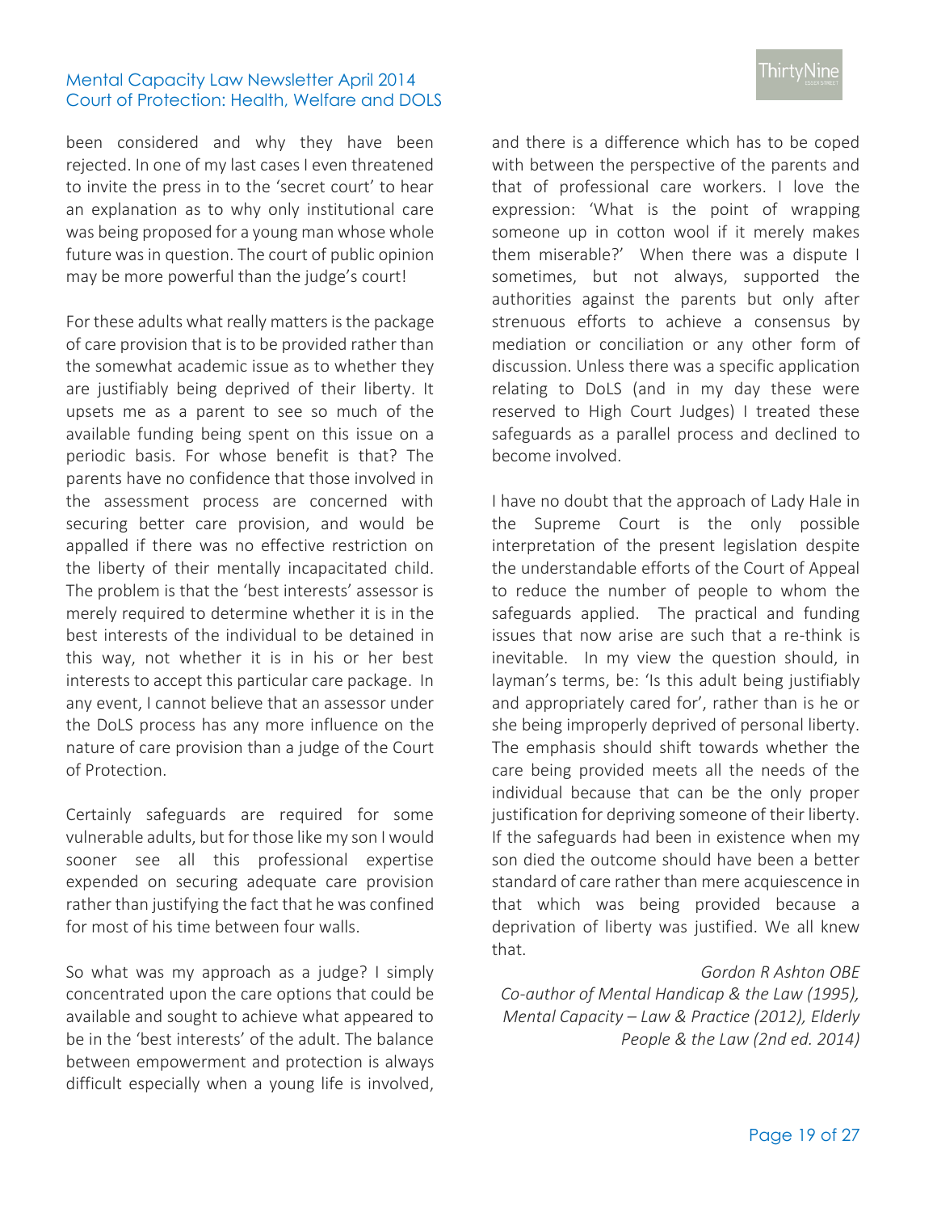been considered and why they have been rejected. In one of my last cases I even threatened to invite the press in to the 'secret court' to hear an explanation as to why only institutional care was being proposed for a young man whose whole future was in question. The court of public opinion may be more powerful than the judge's court!

For these adults what really matters is the package of care provision that is to be provided rather than the somewhat academic issue as to whether they are justifiably being deprived of their liberty. It upsets me as a parent to see so much of the available funding being spent on this issue on a periodic basis. For whose benefit is that? The parents have no confidence that those involved in the assessment process are concerned with securing better care provision, and would be appalled if there was no effective restriction on the liberty of their mentally incapacitated child. The problem is that the 'best interests' assessor is merely required to determine whether it is in the best interests of the individual to be detained in this way, not whether it is in his or her best interests to accept this particular care package. In any event, I cannot believe that an assessor under the DoLS process has any more influence on the nature of care provision than a judge of the Court of Protection.

Certainly safeguards are required for some vulnerable adults, but for those like my son I would sooner see all this professional expertise expended on securing adequate care provision rather than justifying the fact that he was confined for most of his time between four walls.

So what was my approach as a judge? I simply concentrated upon the care options that could be available and sought to achieve what appeared to be in the 'best interests' of the adult. The balance between empowerment and protection is always difficult especially when a young life is involved, and there is a difference which has to be coped with between the perspective of the parents and that of professional care workers. I love the expression: 'What is the point of wrapping someone up in cotton wool if it merely makes them miserable?' When there was a dispute I sometimes, but not always, supported the authorities against the parents but only after strenuous efforts to achieve a consensus by mediation or conciliation or any other form of discussion. Unless there was a specific application relating to DoLS (and in my day these were reserved to High Court Judges) I treated these safeguards as a parallel process and declined to become involved.

I have no doubt that the approach of Lady Hale in the Supreme Court is the only possible interpretation of the present legislation despite the understandable efforts of the Court of Appeal to reduce the number of people to whom the safeguards applied. The practical and funding issues that now arise are such that a re-think is inevitable. In my view the question should, in layman's terms, be: 'Is this adult being justifiably and appropriately cared for', rather than is he or she being improperly deprived of personal liberty. The emphasis should shift towards whether the care being provided meets all the needs of the individual because that can be the only proper justification for depriving someone of their liberty. If the safeguards had been in existence when my son died the outcome should have been a better standard of care rather than mere acquiescence in that which was being provided because a deprivation of liberty was justified. We all knew that.

*Gordon R Ashton OBE*
*Co-author of Mental Handicap & the Law (1995), Mental Capacity – Law & Practice (2012), Elderly People & the Law (2nd ed. 2014)*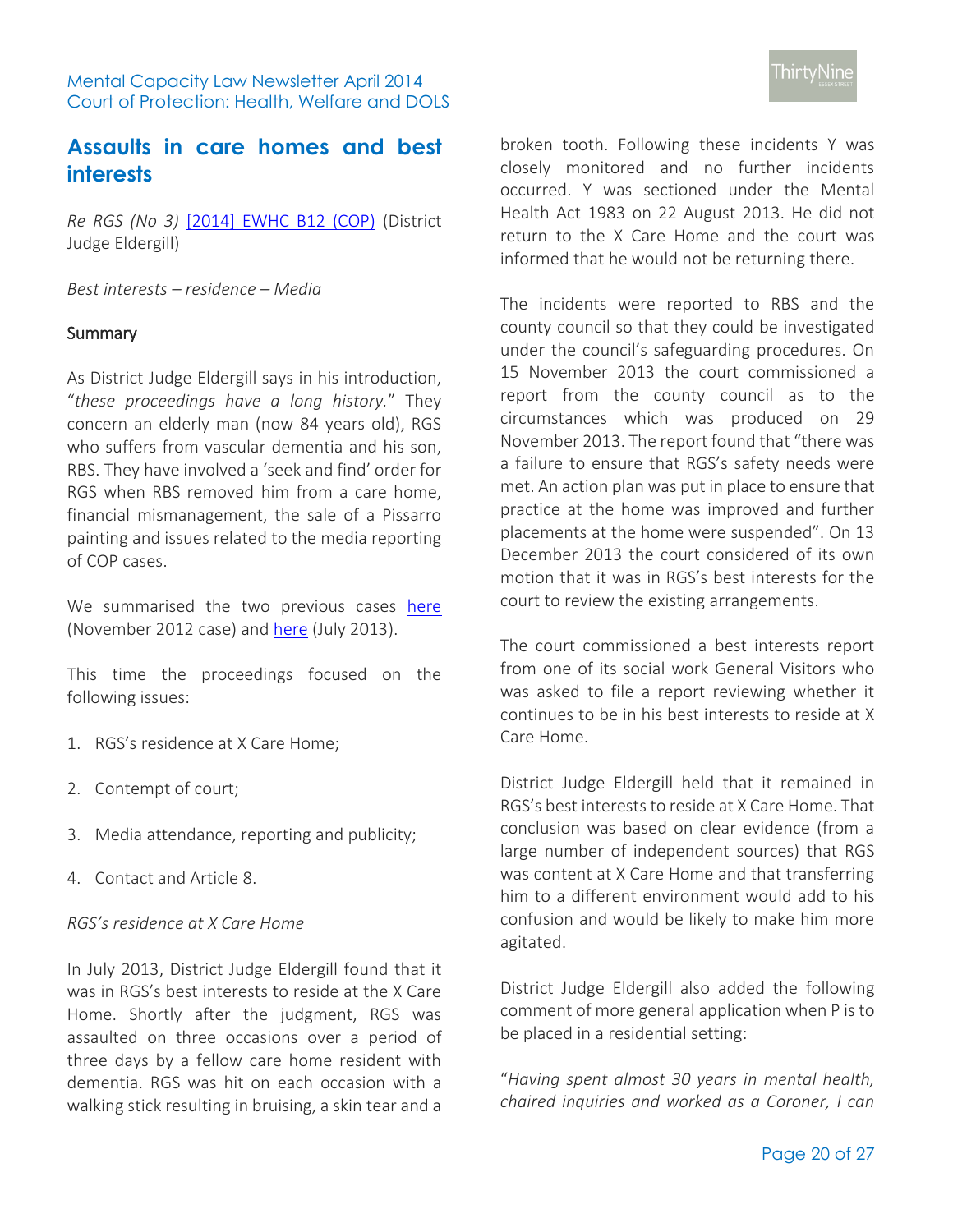## Assaults in care homes and best interests

*Re RGS (No 3)* [2014] EWHC B12 (COP) (District Judge Eldergill)

*Best interests – residence – Media*

### Summary

As District Judge Eldergill says in his introduction, "*these proceedings have a long history.*" They concern an elderly man (now 84 years old), RGS who suffers from vascular dementia and his son, RBS. They have involved a 'seek and find' order for RGS when RBS removed him from a care home, financial mismanagement, the sale of a Pissarro painting and issues related to the media reporting of COP cases.

We summarised the two previous cases here (November 2012 case) and here (July 2013).

This time the proceedings focused on the following issues:

1. RGS's residence at X Care Home;
2. Contempt of court;
3. Media attendance, reporting and publicity;
4. Contact and Article 8.

*RGS's residence at X Care Home*

In July 2013, District Judge Eldergill found that it was in RGS's best interests to reside at the X Care Home. Shortly after the judgment, RGS was assaulted on three occasions over a period of three days by a fellow care home resident with dementia. RGS was hit on each occasion with a walking stick resulting in bruising, a skin tear and a broken tooth. Following these incidents Y was closely monitored and no further incidents occurred. Y was sectioned under the Mental Health Act 1983 on 22 August 2013. He did not return to the X Care Home and the court was informed that he would not be returning there.

The incidents were reported to RBS and the county council so that they could be investigated under the council's safeguarding procedures. On 15 November 2013 the court commissioned a report from the county council as to the circumstances which was produced on 29 November 2013. The report found that "there was a failure to ensure that RGS's safety needs were met. An action plan was put in place to ensure that practice at the home was improved and further placements at the home were suspended". On 13 December 2013 the court considered of its own motion that it was in RGS's best interests for the court to review the existing arrangements.

The court commissioned a best interests report from one of its social work General Visitors who was asked to file a report reviewing whether it continues to be in his best interests to reside at X Care Home.

District Judge Eldergill held that it remained in RGS's best interests to reside at X Care Home. That conclusion was based on clear evidence (from a large number of independent sources) that RGS was content at X Care Home and that transferring him to a different environment would add to his confusion and would be likely to make him more agitated.

District Judge Eldergill also added the following comment of more general application when P is to be placed in a residential setting:

"*Having spent almost 30 years in mental health, chaired inquiries and worked as a Coroner, I can*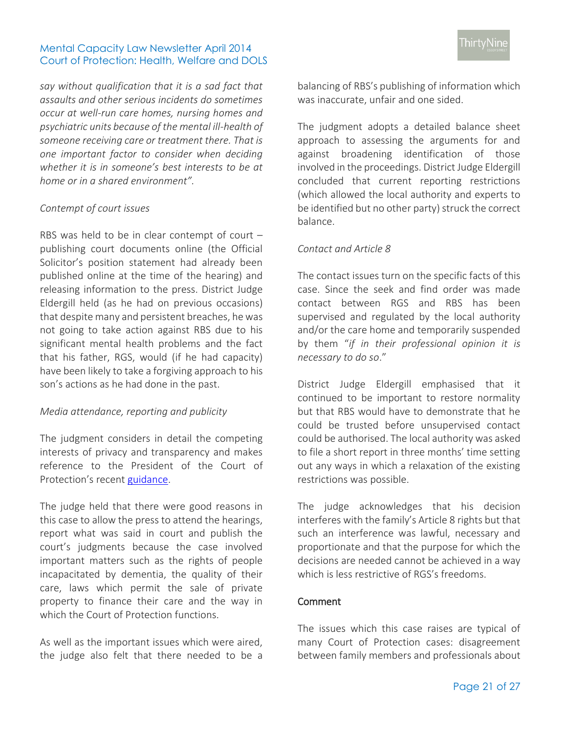*say without qualification that it is a sad fact that assaults and other serious incidents do sometimes occur at well-run care homes, nursing homes and psychiatric units because of the mental ill-health of someone receiving care or treatment there. That is one important factor to consider when deciding whether it is in someone's best interests to be at home or in a shared environment".*

*Contempt of court issues*

RBS was held to be in clear contempt of court – publishing court documents online (the Official Solicitor's position statement had already been published online at the time of the hearing) and releasing information to the press. District Judge Eldergill held (as he had on previous occasions) that despite many and persistent breaches, he was not going to take action against RBS due to his significant mental health problems and the fact that his father, RGS, would (if he had capacity) have been likely to take a forgiving approach to his son's actions as he had done in the past.

*Media attendance, reporting and publicity*

The judgment considers in detail the competing interests of privacy and transparency and makes reference to the President of the Court of Protection's recent guidance.

The judge held that there were good reasons in this case to allow the press to attend the hearings, report what was said in court and publish the court's judgments because the case involved important matters such as the rights of people incapacitated by dementia, the quality of their care, laws which permit the sale of private property to finance their care and the way in which the Court of Protection functions.

As well as the important issues which were aired, the judge also felt that there needed to be a balancing of RBS's publishing of information which was inaccurate, unfair and one sided.

The judgment adopts a detailed balance sheet approach to assessing the arguments for and against broadening identification of those involved in the proceedings. District Judge Eldergill concluded that current reporting restrictions (which allowed the local authority and experts to be identified but no other party) struck the correct balance.

*Contact and Article 8*

The contact issues turn on the specific facts of this case. Since the seek and find order was made contact between RGS and RBS has been supervised and regulated by the local authority and/or the care home and temporarily suspended by them "*if in their professional opinion it is necessary to do so*."

District Judge Eldergill emphasised that it continued to be important to restore normality but that RBS would have to demonstrate that he could be trusted before unsupervised contact could be authorised. The local authority was asked to file a short report in three months' time setting out any ways in which a relaxation of the existing restrictions was possible.

The judge acknowledges that his decision interferes with the family's Article 8 rights but that such an interference was lawful, necessary and proportionate and that the purpose for which the decisions are needed cannot be achieved in a way which is less restrictive of RGS's freedoms.

**Comment**

The issues which this case raises are typical of many Court of Protection cases: disagreement between family members and professionals about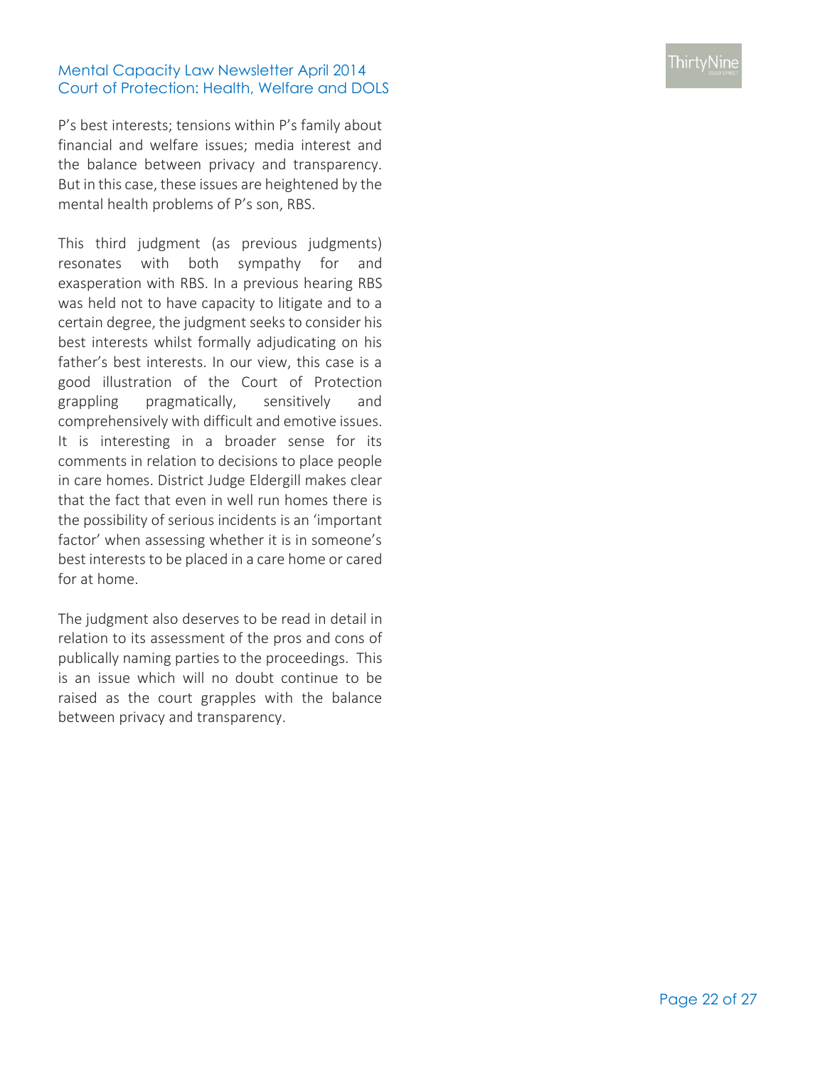P's best interests; tensions within P's family about financial and welfare issues; media interest and the balance between privacy and transparency. But in this case, these issues are heightened by the mental health problems of P's son, RBS.

This third judgment (as previous judgments) resonates with both sympathy for and exasperation with RBS. In a previous hearing RBS was held not to have capacity to litigate and to a certain degree, the judgment seeks to consider his best interests whilst formally adjudicating on his father's best interests. In our view, this case is a good illustration of the Court of Protection grappling pragmatically, sensitively and comprehensively with difficult and emotive issues. It is interesting in a broader sense for its comments in relation to decisions to place people in care homes. District Judge Eldergill makes clear that the fact that even in well run homes there is the possibility of serious incidents is an 'important factor' when assessing whether it is in someone's best interests to be placed in a care home or cared for at home.

The judgment also deserves to be read in detail in relation to its assessment of the pros and cons of publically naming parties to the proceedings. This is an issue which will no doubt continue to be raised as the court grapples with the balance between privacy and transparency.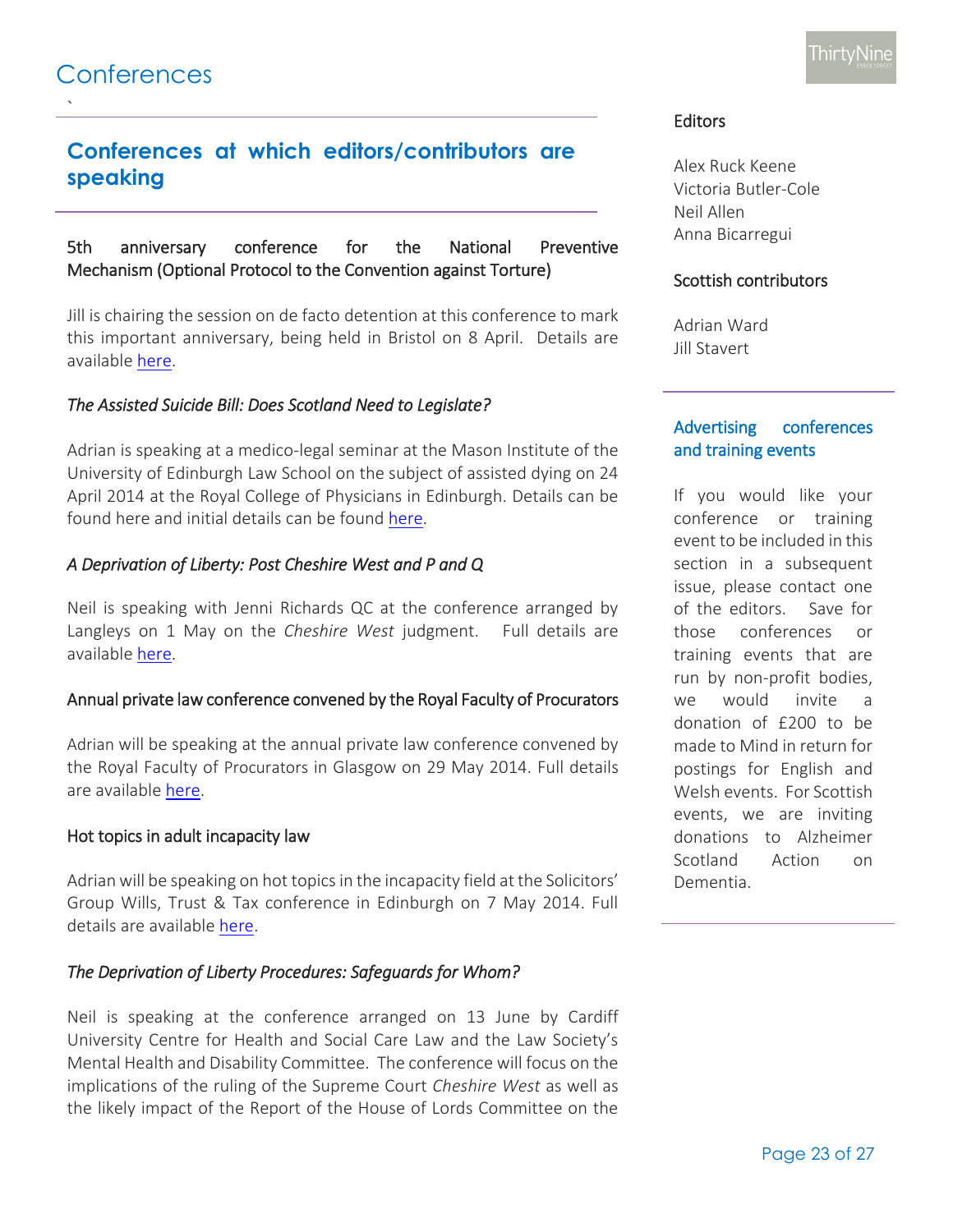# Conferences

## Conferences at which editors/contributors are speaking

### 5th anniversary conference for the National Preventive Mechanism (Optional Protocol to the Convention against Torture)

Jill is chairing the session on de facto detention at this conference to mark this important anniversary, being held in Bristol on 8 April. Details are available here.

### *The Assisted Suicide Bill: Does Scotland Need to Legislate?*

Adrian is speaking at a medico-legal seminar at the Mason Institute of the University of Edinburgh Law School on the subject of assisted dying on 24 April 2014 at the Royal College of Physicians in Edinburgh. Details can be found here and initial details can be found here.

### *A Deprivation of Liberty: Post Cheshire West and P and Q*

Neil is speaking with Jenni Richards QC at the conference arranged by Langleys on 1 May on the *Cheshire West* judgment. Full details are available here.

### Annual private law conference convened by the Royal Faculty of Procurators

Adrian will be speaking at the annual private law conference convened by the Royal Faculty of Procurators in Glasgow on 29 May 2014. Full details are available here.

### Hot topics in adult incapacity law

Adrian will be speaking on hot topics in the incapacity field at the Solicitors' Group Wills, Trust & Tax conference in Edinburgh on 7 May 2014. Full details are available here.

### *The Deprivation of Liberty Procedures: Safeguards for Whom?*

Neil is speaking at the conference arranged on 13 June by Cardiff University Centre for Health and Social Care Law and the Law Society's Mental Health and Disability Committee. The conference will focus on the implications of the ruling of the Supreme Court *Cheshire West* as well as the likely impact of the Report of the House of Lords Committee on the

**Editors**

Alex Ruck Keene
Victoria Butler-Cole
Neil Allen
Anna Bicarregui

**Scottish contributors**

Adrian Ward
Jill Stavert

### Advertising conferences and training events

If you would like your conference or training event to be included in this section in a subsequent issue, please contact one of the editors. Save for those conferences or training events that are run by non-profit bodies, we would invite a donation of £200 to be made to Mind in return for postings for English and Welsh events. For Scottish events, we are inviting donations to Alzheimer Scotland Action on Dementia.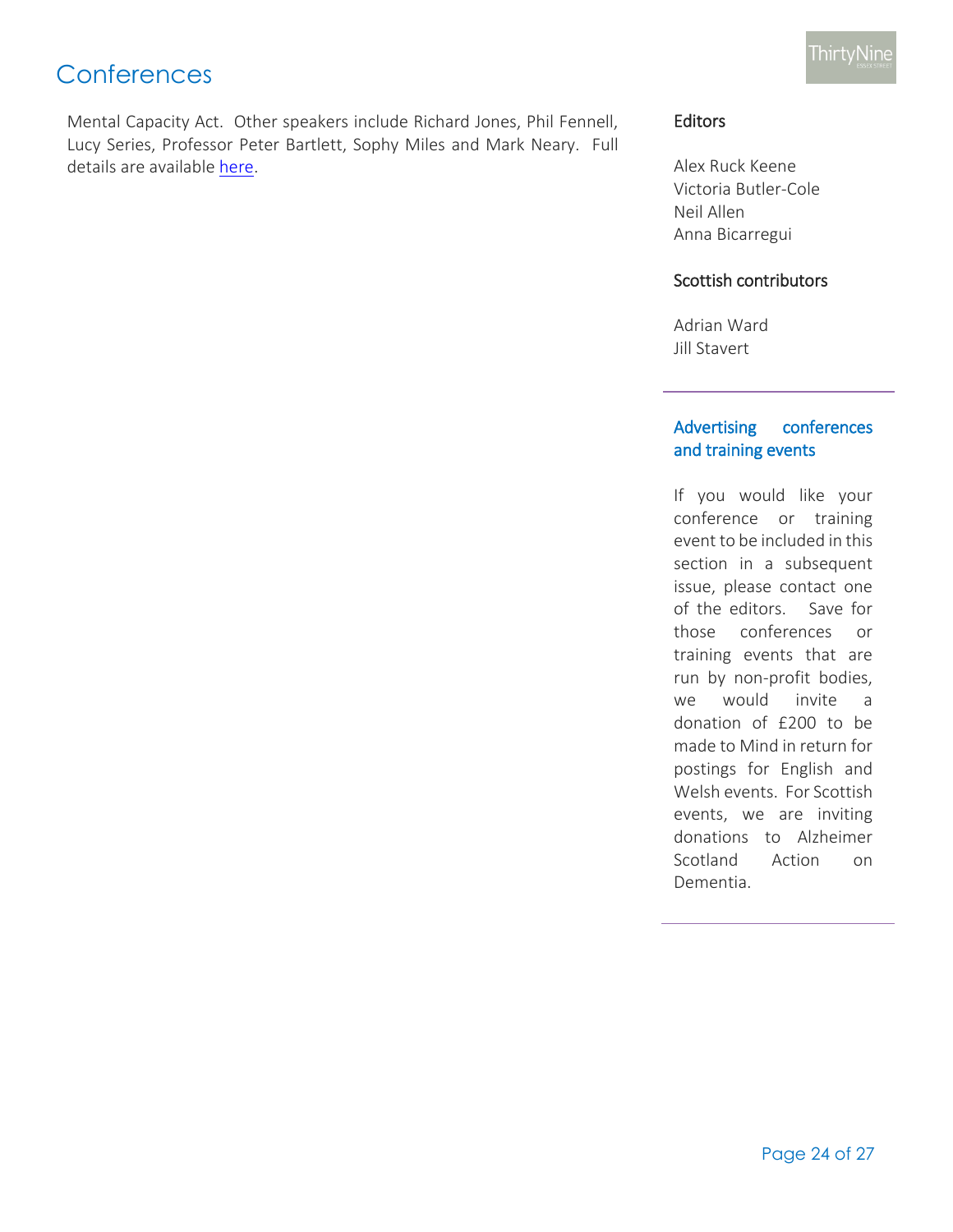# Conferences

Mental Capacity Act. Other speakers include Richard Jones, Phil Fennell, Lucy Series, Professor Peter Bartlett, Sophy Miles and Mark Neary. Full details are available here.

### Editors

Alex Ruck Keene
Victoria Butler-Cole
Neil Allen
Anna Bicarregui

### Scottish contributors

Adrian Ward
Jill Stavert

### Advertising conferences and training events

If you would like your conference or training event to be included in this section in a subsequent issue, please contact one of the editors. Save for those conferences or training events that are run by non-profit bodies, we would invite a donation of £200 to be made to Mind in return for postings for English and Welsh events. For Scottish events, we are inviting donations to Alzheimer Scotland Action on Dementia.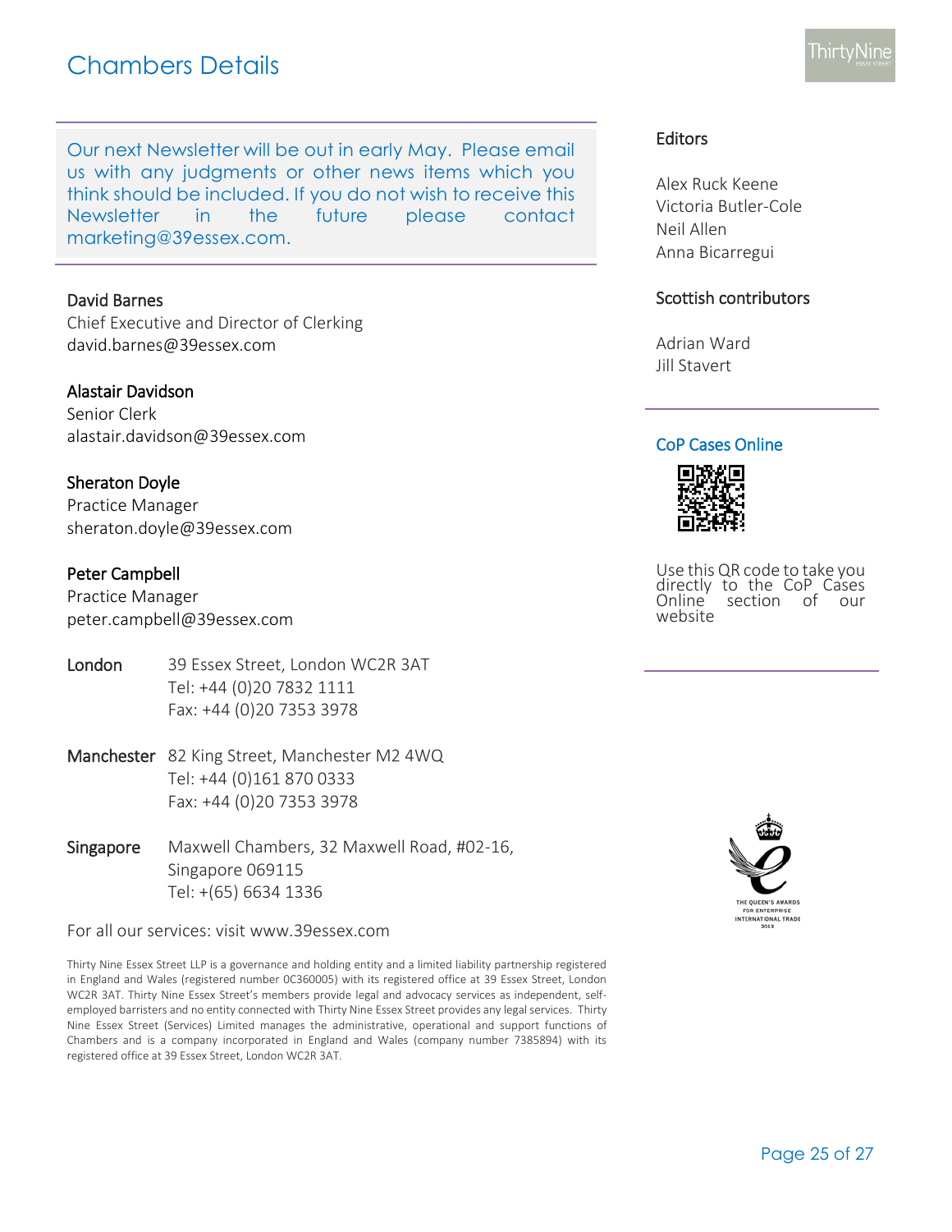# Chambers Details

Our next Newsletter will be out in early May. Please email us with any judgments or other news items which you think should be included. If you do not wish to receive this Newsletter in the future please contact marketing@39essex.com.

**David Barnes**
Chief Executive and Director of Clerking
david.barnes@39essex.com

**Alastair Davidson**
Senior Clerk
alastair.davidson@39essex.com

**Sheraton Doyle**
Practice Manager
sheraton.doyle@39essex.com

**Peter Campbell**
Practice Manager
peter.campbell@39essex.com

**London** 39 Essex Street, London WC2R 3AT
Tel: +44 (0)20 7832 1111
Fax: +44 (0)20 7353 3978

**Manchester** 82 King Street, Manchester M2 4WQ
Tel: +44 (0)161 870 0333
Fax: +44 (0)20 7353 3978

**Singapore** Maxwell Chambers, 32 Maxwell Road, #02-16, Singapore 069115
Tel: +(65) 6634 1336

For all our services: visit www.39essex.com

Thirty Nine Essex Street LLP is a governance and holding entity and a limited liability partnership registered in England and Wales (registered number 0C360005) with its registered office at 39 Essex Street, London WC2R 3AT. Thirty Nine Essex Street's members provide legal and advocacy services as independent, self-employed barristers and no entity connected with Thirty Nine Essex Street provides any legal services. Thirty Nine Essex Street (Services) Limited manages the administrative, operational and support functions of Chambers and is a company incorporated in England and Wales (company number 7385894) with its registered office at 39 Essex Street, London WC2R 3AT.

## Editors

Alex Ruck Keene
Victoria Butler-Cole
Neil Allen
Anna Bicarregui

## Scottish contributors

Adrian Ward
Jill Stavert

## CoP Cases Online

Use this QR code to take you directly to the CoP Cases Online section of our website

THE QUEEN'S AWARDS FOR ENTERPRISE INTERNATIONAL TRADE 2013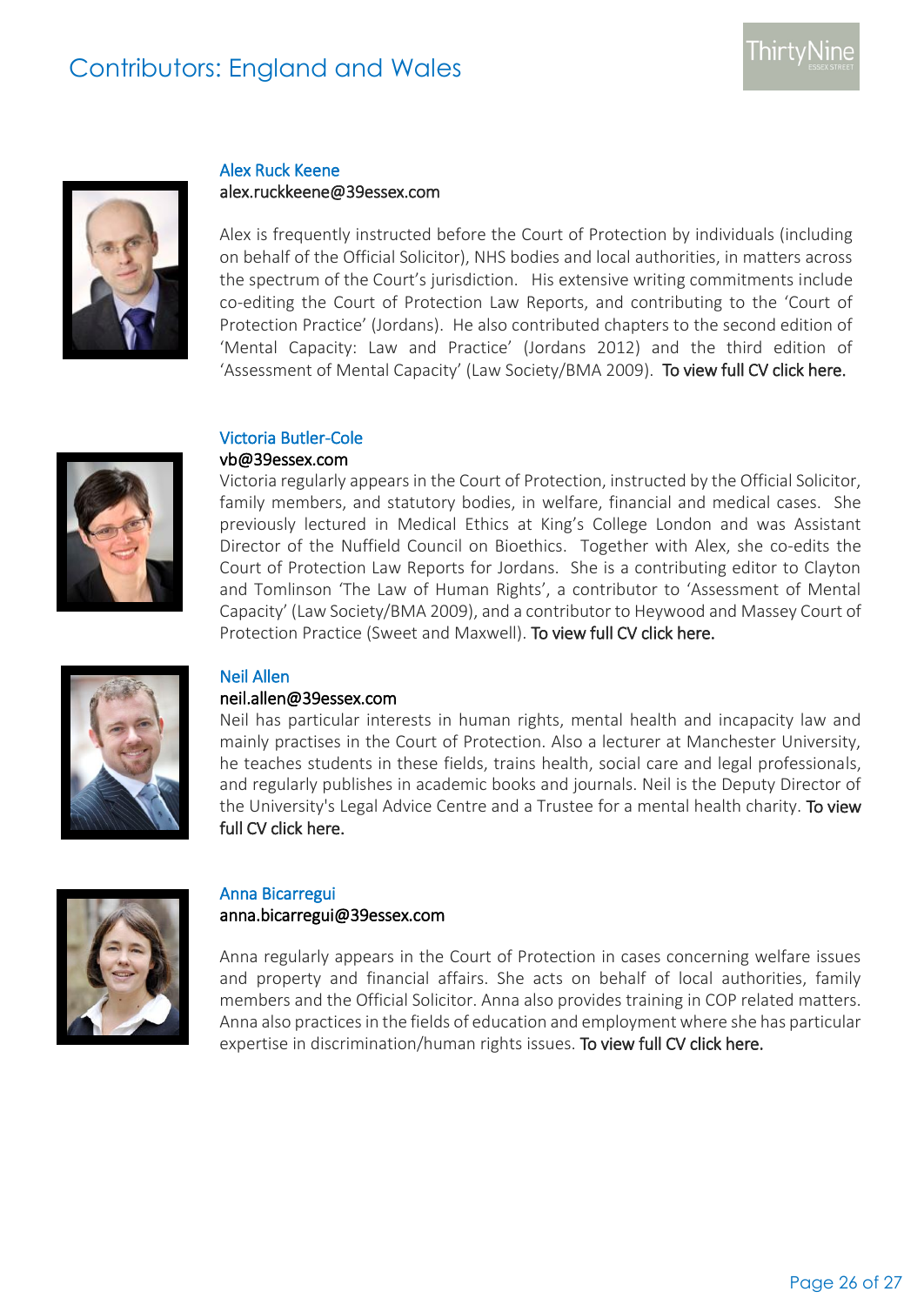# Contributors: England and Wales

### Alex Ruck Keene

alex.ruckkeene@39essex.com

Alex is frequently instructed before the Court of Protection by individuals (including on behalf of the Official Solicitor), NHS bodies and local authorities, in matters across the spectrum of the Court's jurisdiction. His extensive writing commitments include co-editing the Court of Protection Law Reports, and contributing to the 'Court of Protection Practice' (Jordans). He also contributed chapters to the second edition of 'Mental Capacity: Law and Practice' (Jordans 2012) and the third edition of 'Assessment of Mental Capacity' (Law Society/BMA 2009). To view full CV click here.

### Victoria Butler-Cole

vb@39essex.com

Victoria regularly appears in the Court of Protection, instructed by the Official Solicitor, family members, and statutory bodies, in welfare, financial and medical cases. She previously lectured in Medical Ethics at King's College London and was Assistant Director of the Nuffield Council on Bioethics. Together with Alex, she co-edits the Court of Protection Law Reports for Jordans. She is a contributing editor to Clayton and Tomlinson 'The Law of Human Rights', a contributor to 'Assessment of Mental Capacity' (Law Society/BMA 2009), and a contributor to Heywood and Massey Court of Protection Practice (Sweet and Maxwell). To view full CV click here.

### Neil Allen

neil.allen@39essex.com

Neil has particular interests in human rights, mental health and incapacity law and mainly practises in the Court of Protection. Also a lecturer at Manchester University, he teaches students in these fields, trains health, social care and legal professionals, and regularly publishes in academic books and journals. Neil is the Deputy Director of the University's Legal Advice Centre and a Trustee for a mental health charity. To view full CV click here.

### Anna Bicarregui

anna.bicarregui@39essex.com

Anna regularly appears in the Court of Protection in cases concerning welfare issues and property and financial affairs. She acts on behalf of local authorities, family members and the Official Solicitor. Anna also provides training in COP related matters. Anna also practices in the fields of education and employment where she has particular expertise in discrimination/human rights issues. To view full CV click here.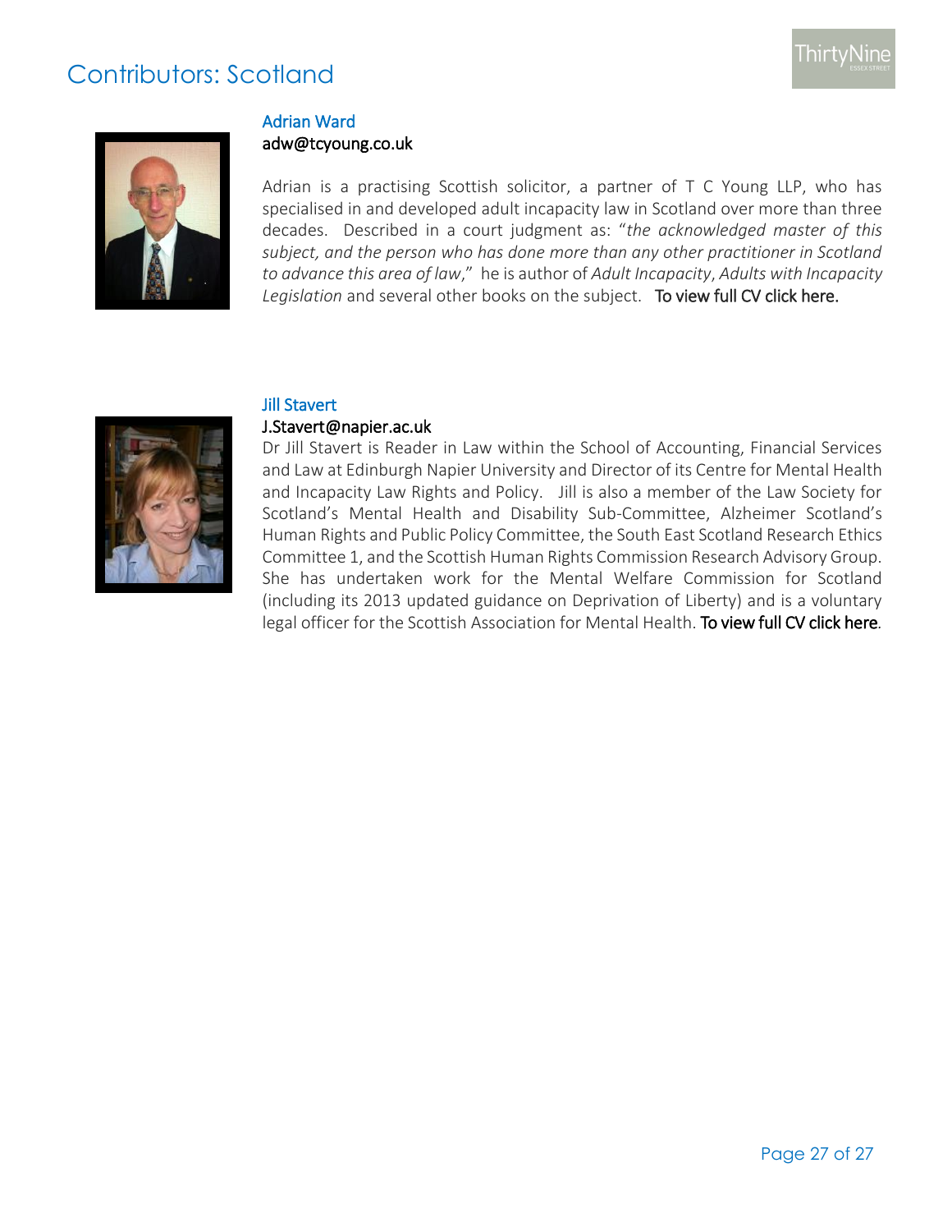# Contributors: Scotland

### Adrian Ward

adw@tcyoung.co.uk

Adrian is a practising Scottish solicitor, a partner of T C Young LLP, who has specialised in and developed adult incapacity law in Scotland over more than three decades. Described in a court judgment as: "*the acknowledged master of this subject, and the person who has done more than any other practitioner in Scotland to advance this area of law*," he is author of *Adult Incapacity*, *Adults with Incapacity Legislation* and several other books on the subject. To view full CV click here.

### Jill Stavert

J.Stavert@napier.ac.uk

Dr Jill Stavert is Reader in Law within the School of Accounting, Financial Services and Law at Edinburgh Napier University and Director of its Centre for Mental Health and Incapacity Law Rights and Policy. Jill is also a member of the Law Society for Scotland's Mental Health and Disability Sub-Committee, Alzheimer Scotland's Human Rights and Public Policy Committee, the South East Scotland Research Ethics Committee 1, and the Scottish Human Rights Commission Research Advisory Group. She has undertaken work for the Mental Welfare Commission for Scotland (including its 2013 updated guidance on Deprivation of Liberty) and is a voluntary legal officer for the Scottish Association for Mental Health. To view full CV click here.